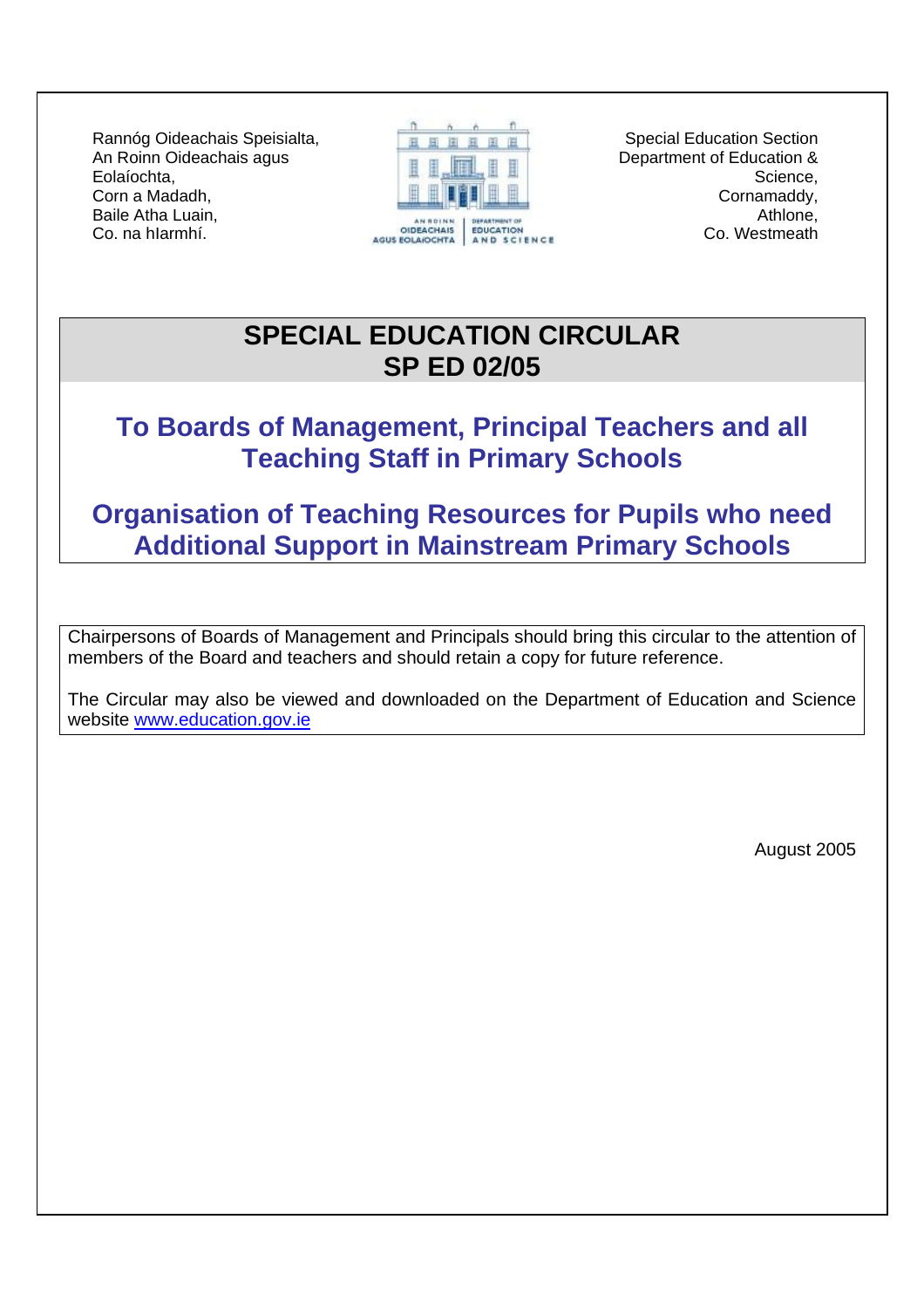Rannóg Oideachais Speisialta,
An Roinn Oideachais agus
Eolaíochta,
Corn a Madadh,
Baile Atha Luain,
Co. na hIarmhí.

Special Education Section
Department of Education &
Science,
Cornamaddy,
Athlone,
Co. Westmeath

# SPECIAL EDUCATION CIRCULAR
# SP ED 02/05

## To Boards of Management, Principal Teachers and all Teaching Staff in Primary Schools

## Organisation of Teaching Resources for Pupils who need Additional Support in Mainstream Primary Schools

Chairpersons of Boards of Management and Principals should bring this circular to the attention of members of the Board and teachers and should retain a copy for future reference.

The Circular may also be viewed and downloaded on the Department of Education and Science website www.education.gov.ie

August 2005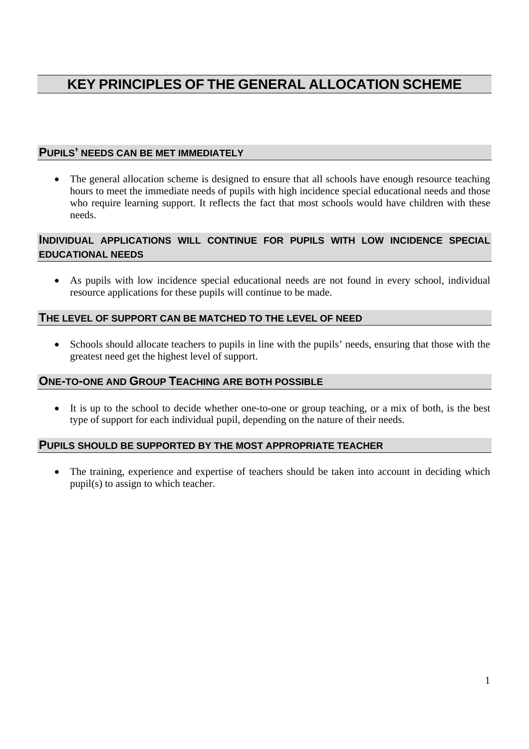# KEY PRINCIPLES OF THE GENERAL ALLOCATION SCHEME

## PUPILS' NEEDS CAN BE MET IMMEDIATELY

- The general allocation scheme is designed to ensure that all schools have enough resource teaching hours to meet the immediate needs of pupils with high incidence special educational needs and those who require learning support. It reflects the fact that most schools would have children with these needs.

## INDIVIDUAL APPLICATIONS WILL CONTINUE FOR PUPILS WITH LOW INCIDENCE SPECIAL EDUCATIONAL NEEDS

- As pupils with low incidence special educational needs are not found in every school, individual resource applications for these pupils will continue to be made.

## THE LEVEL OF SUPPORT CAN BE MATCHED TO THE LEVEL OF NEED

- Schools should allocate teachers to pupils in line with the pupils' needs, ensuring that those with the greatest need get the highest level of support.

## ONE-TO-ONE AND GROUP TEACHING ARE BOTH POSSIBLE

- It is up to the school to decide whether one-to-one or group teaching, or a mix of both, is the best type of support for each individual pupil, depending on the nature of their needs.

## PUPILS SHOULD BE SUPPORTED BY THE MOST APPROPRIATE TEACHER

- The training, experience and expertise of teachers should be taken into account in deciding which pupil(s) to assign to which teacher.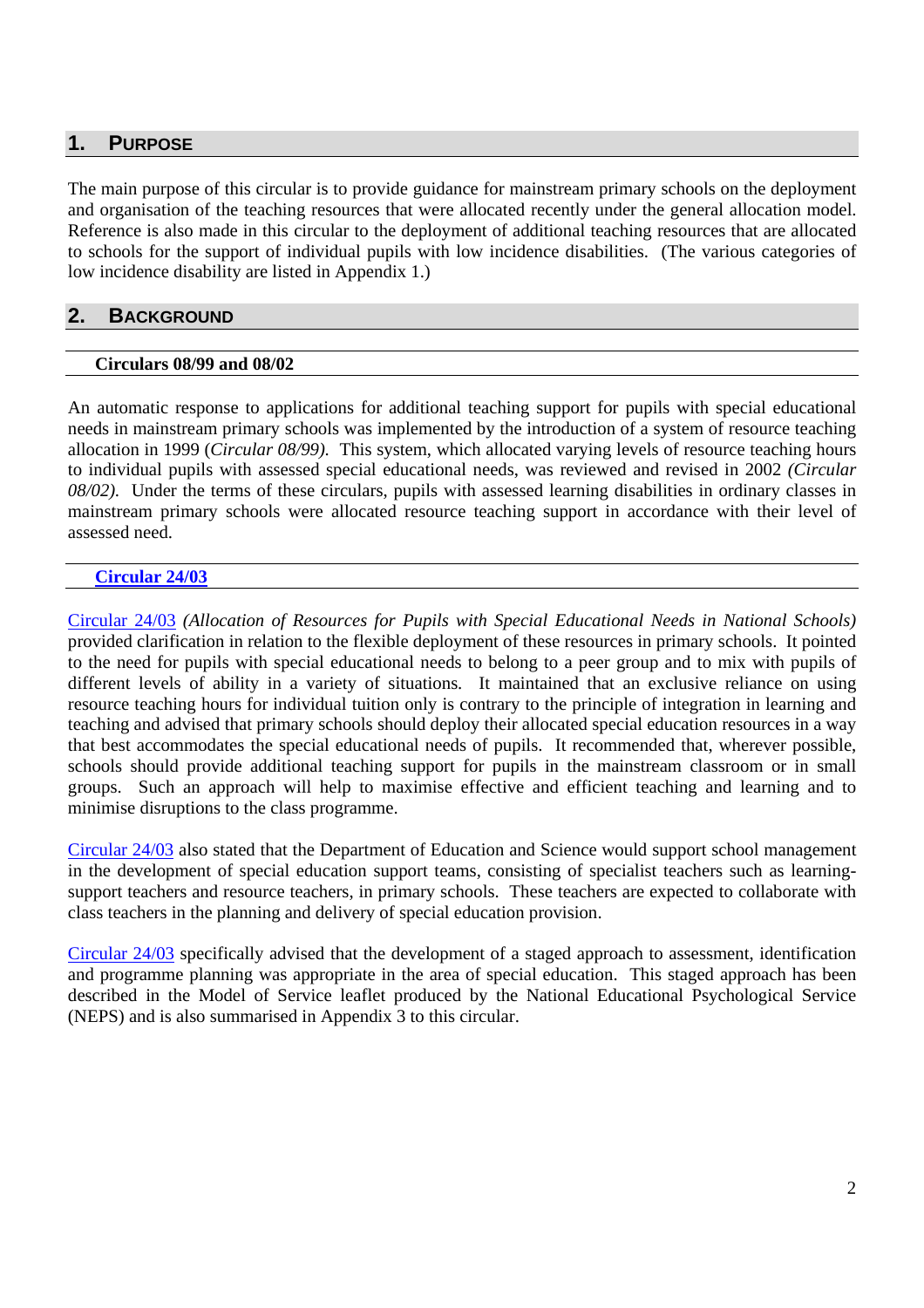## 1. PURPOSE

The main purpose of this circular is to provide guidance for mainstream primary schools on the deployment and organisation of the teaching resources that were allocated recently under the general allocation model. Reference is also made in this circular to the deployment of additional teaching resources that are allocated to schools for the support of individual pupils with low incidence disabilities. (The various categories of low incidence disability are listed in Appendix 1.)

## 2. BACKGROUND

### Circulars 08/99 and 08/02

An automatic response to applications for additional teaching support for pupils with special educational needs in mainstream primary schools was implemented by the introduction of a system of resource teaching allocation in 1999 (*Circular 08/99).* This system, which allocated varying levels of resource teaching hours to individual pupils with assessed special educational needs, was reviewed and revised in 2002 *(Circular 08/02)*. Under the terms of these circulars, pupils with assessed learning disabilities in ordinary classes in mainstream primary schools were allocated resource teaching support in accordance with their level of assessed need.

### Circular 24/03

Circular 24/03 *(Allocation of Resources for Pupils with Special Educational Needs in National Schools)* provided clarification in relation to the flexible deployment of these resources in primary schools. It pointed to the need for pupils with special educational needs to belong to a peer group and to mix with pupils of different levels of ability in a variety of situations. It maintained that an exclusive reliance on using resource teaching hours for individual tuition only is contrary to the principle of integration in learning and teaching and advised that primary schools should deploy their allocated special education resources in a way that best accommodates the special educational needs of pupils. It recommended that, wherever possible, schools should provide additional teaching support for pupils in the mainstream classroom or in small groups. Such an approach will help to maximise effective and efficient teaching and learning and to minimise disruptions to the class programme.

Circular 24/03 also stated that the Department of Education and Science would support school management in the development of special education support teams, consisting of specialist teachers such as learning-support teachers and resource teachers, in primary schools. These teachers are expected to collaborate with class teachers in the planning and delivery of special education provision.

Circular 24/03 specifically advised that the development of a staged approach to assessment, identification and programme planning was appropriate in the area of special education. This staged approach has been described in the Model of Service leaflet produced by the National Educational Psychological Service (NEPS) and is also summarised in Appendix 3 to this circular.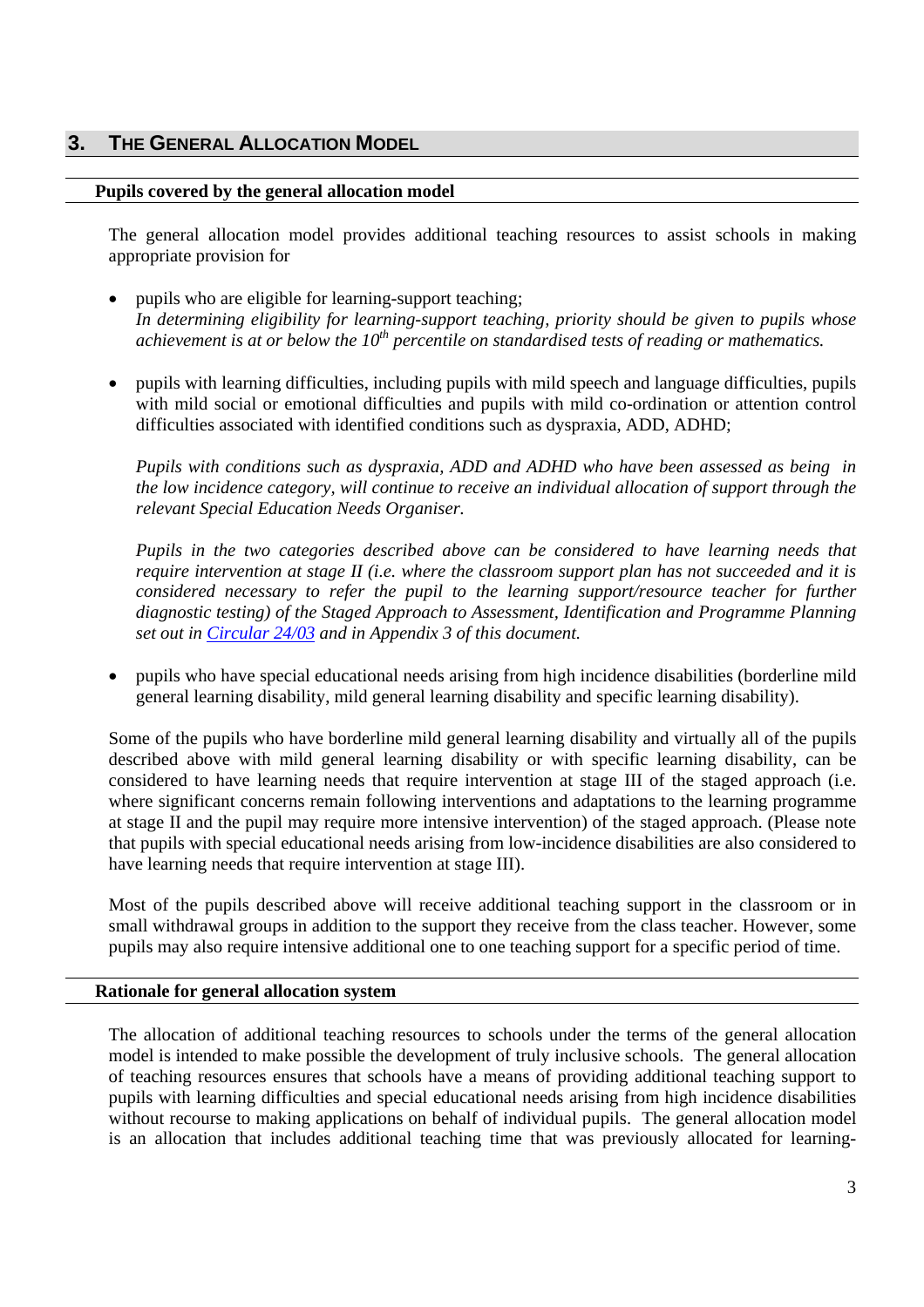## 3. THE GENERAL ALLOCATION MODEL

### Pupils covered by the general allocation model

The general allocation model provides additional teaching resources to assist schools in making appropriate provision for

- pupils who are eligible for learning-support teaching;
  *In determining eligibility for learning-support teaching, priority should be given to pupils whose achievement is at or below the 10th percentile on standardised tests of reading or mathematics.*

- pupils with learning difficulties, including pupils with mild speech and language difficulties, pupils with mild social or emotional difficulties and pupils with mild co-ordination or attention control difficulties associated with identified conditions such as dyspraxia, ADD, ADHD;

  *Pupils with conditions such as dyspraxia, ADD and ADHD who have been assessed as being in the low incidence category, will continue to receive an individual allocation of support through the relevant Special Education Needs Organiser.*

  *Pupils in the two categories described above can be considered to have learning needs that require intervention at stage II (i.e. where the classroom support plan has not succeeded and it is considered necessary to refer the pupil to the learning support/resource teacher for further diagnostic testing) of the Staged Approach to Assessment, Identification and Programme Planning set out in Circular 24/03 and in Appendix 3 of this document.*

- pupils who have special educational needs arising from high incidence disabilities (borderline mild general learning disability, mild general learning disability and specific learning disability).

Some of the pupils who have borderline mild general learning disability and virtually all of the pupils described above with mild general learning disability or with specific learning disability, can be considered to have learning needs that require intervention at stage III of the staged approach (i.e. where significant concerns remain following interventions and adaptations to the learning programme at stage II and the pupil may require more intensive intervention) of the staged approach. (Please note that pupils with special educational needs arising from low-incidence disabilities are also considered to have learning needs that require intervention at stage III).

Most of the pupils described above will receive additional teaching support in the classroom or in small withdrawal groups in addition to the support they receive from the class teacher. However, some pupils may also require intensive additional one to one teaching support for a specific period of time.

### Rationale for general allocation system

The allocation of additional teaching resources to schools under the terms of the general allocation model is intended to make possible the development of truly inclusive schools. The general allocation of teaching resources ensures that schools have a means of providing additional teaching support to pupils with learning difficulties and special educational needs arising from high incidence disabilities without recourse to making applications on behalf of individual pupils. The general allocation model is an allocation that includes additional teaching time that was previously allocated for learning-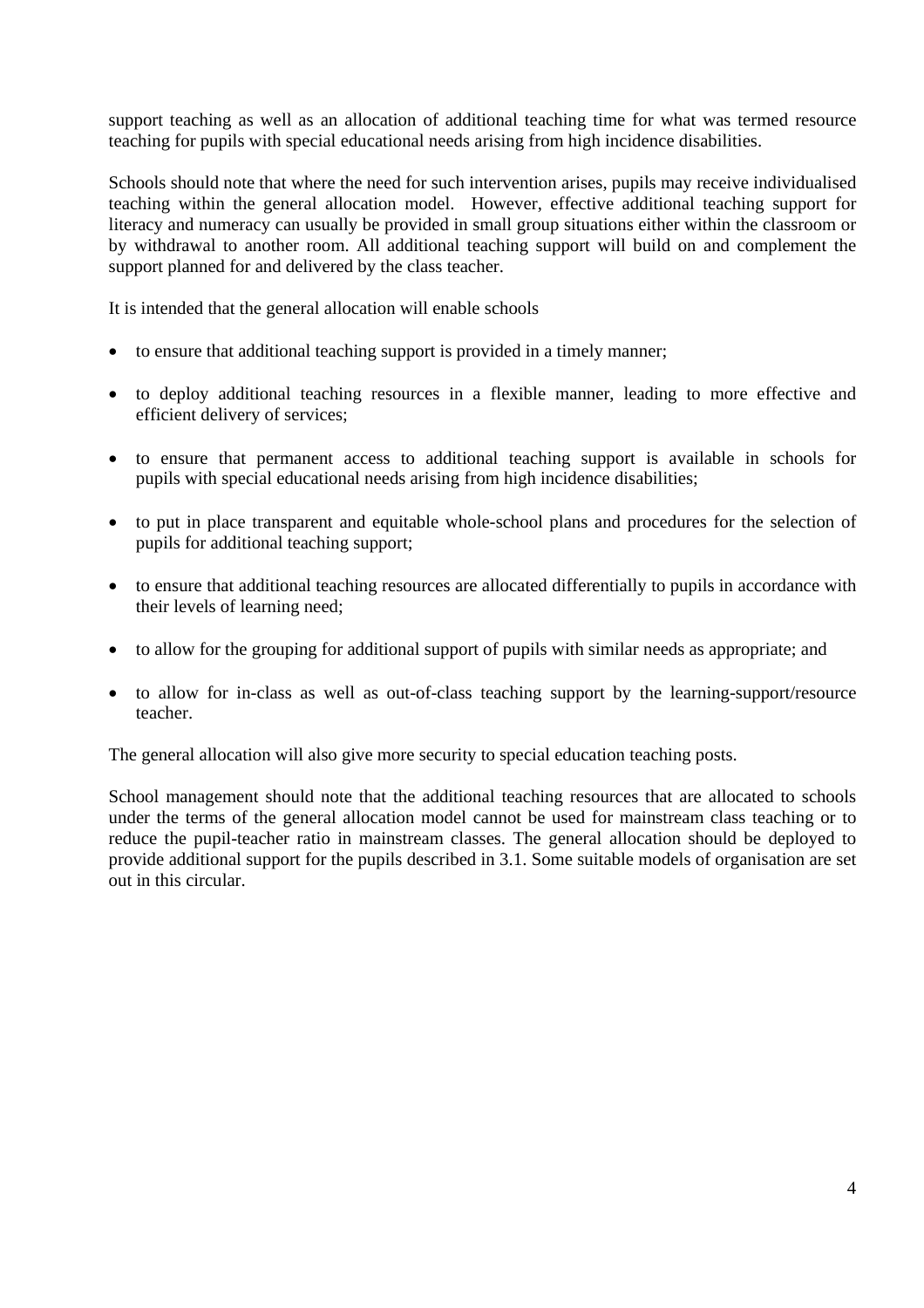support teaching as well as an allocation of additional teaching time for what was termed resource teaching for pupils with special educational needs arising from high incidence disabilities.

Schools should note that where the need for such intervention arises, pupils may receive individualised teaching within the general allocation model. However, effective additional teaching support for literacy and numeracy can usually be provided in small group situations either within the classroom or by withdrawal to another room. All additional teaching support will build on and complement the support planned for and delivered by the class teacher.

It is intended that the general allocation will enable schools

- to ensure that additional teaching support is provided in a timely manner;
- to deploy additional teaching resources in a flexible manner, leading to more effective and efficient delivery of services;
- to ensure that permanent access to additional teaching support is available in schools for pupils with special educational needs arising from high incidence disabilities;
- to put in place transparent and equitable whole-school plans and procedures for the selection of pupils for additional teaching support;
- to ensure that additional teaching resources are allocated differentially to pupils in accordance with their levels of learning need;
- to allow for the grouping for additional support of pupils with similar needs as appropriate; and
- to allow for in-class as well as out-of-class teaching support by the learning-support/resource teacher.

The general allocation will also give more security to special education teaching posts.

School management should note that the additional teaching resources that are allocated to schools under the terms of the general allocation model cannot be used for mainstream class teaching or to reduce the pupil-teacher ratio in mainstream classes. The general allocation should be deployed to provide additional support for the pupils described in 3.1. Some suitable models of organisation are set out in this circular.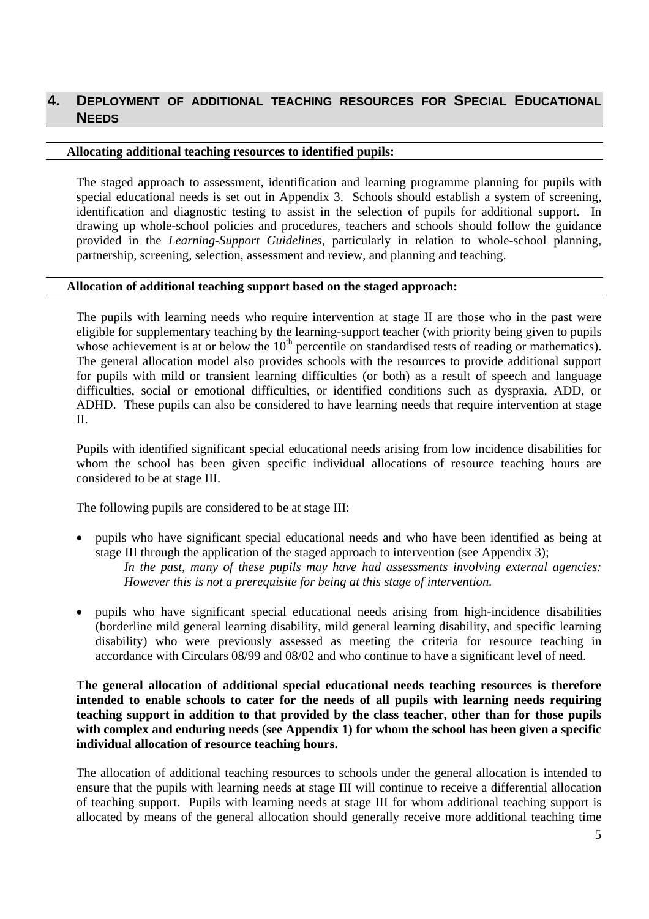## 4. DEPLOYMENT OF ADDITIONAL TEACHING RESOURCES FOR SPECIAL EDUCATIONAL NEEDS

**Allocating additional teaching resources to identified pupils:**

The staged approach to assessment, identification and learning programme planning for pupils with special educational needs is set out in Appendix 3. Schools should establish a system of screening, identification and diagnostic testing to assist in the selection of pupils for additional support. In drawing up whole-school policies and procedures, teachers and schools should follow the guidance provided in the *Learning-Support Guidelines*, particularly in relation to whole-school planning, partnership, screening, selection, assessment and review, and planning and teaching.

**Allocation of additional teaching support based on the staged approach:**

The pupils with learning needs who require intervention at stage II are those who in the past were eligible for supplementary teaching by the learning-support teacher (with priority being given to pupils whose achievement is at or below the 10th percentile on standardised tests of reading or mathematics). The general allocation model also provides schools with the resources to provide additional support for pupils with mild or transient learning difficulties (or both) as a result of speech and language difficulties, social or emotional difficulties, or identified conditions such as dyspraxia, ADD, or ADHD. These pupils can also be considered to have learning needs that require intervention at stage II.

Pupils with identified significant special educational needs arising from low incidence disabilities for whom the school has been given specific individual allocations of resource teaching hours are considered to be at stage III.

The following pupils are considered to be at stage III:

- pupils who have significant special educational needs and who have been identified as being at stage III through the application of the staged approach to intervention (see Appendix 3);

  *In the past, many of these pupils may have had assessments involving external agencies: However this is not a prerequisite for being at this stage of intervention.*

- pupils who have significant special educational needs arising from high-incidence disabilities (borderline mild general learning disability, mild general learning disability, and specific learning disability) who were previously assessed as meeting the criteria for resource teaching in accordance with Circulars 08/99 and 08/02 and who continue to have a significant level of need.

**The general allocation of additional special educational needs teaching resources is therefore intended to enable schools to cater for the needs of all pupils with learning needs requiring teaching support in addition to that provided by the class teacher, other than for those pupils with complex and enduring needs (see Appendix 1) for whom the school has been given a specific individual allocation of resource teaching hours.**

The allocation of additional teaching resources to schools under the general allocation is intended to ensure that the pupils with learning needs at stage III will continue to receive a differential allocation of teaching support. Pupils with learning needs at stage III for whom additional teaching support is allocated by means of the general allocation should generally receive more additional teaching time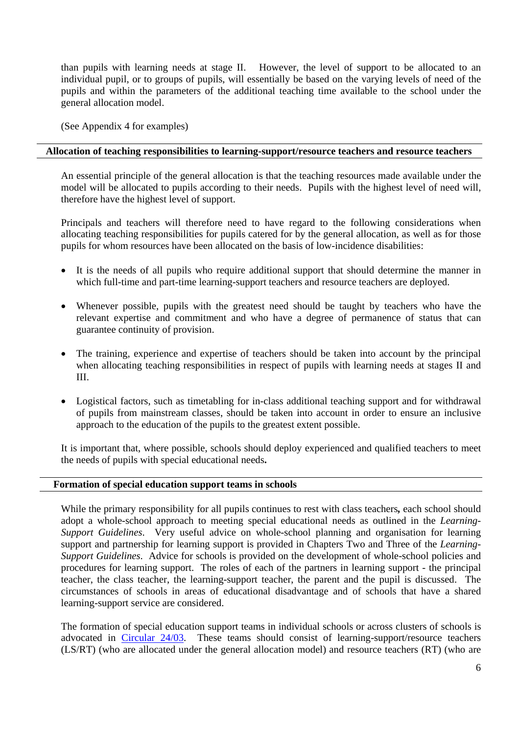than pupils with learning needs at stage II. However, the level of support to be allocated to an individual pupil, or to groups of pupils, will essentially be based on the varying levels of need of the pupils and within the parameters of the additional teaching time available to the school under the general allocation model.

(See Appendix 4 for examples)

## Allocation of teaching responsibilities to learning-support/resource teachers and resource teachers

An essential principle of the general allocation is that the teaching resources made available under the model will be allocated to pupils according to their needs. Pupils with the highest level of need will, therefore have the highest level of support.

Principals and teachers will therefore need to have regard to the following considerations when allocating teaching responsibilities for pupils catered for by the general allocation, as well as for those pupils for whom resources have been allocated on the basis of low-incidence disabilities:

- It is the needs of all pupils who require additional support that should determine the manner in which full-time and part-time learning-support teachers and resource teachers are deployed.
- Whenever possible, pupils with the greatest need should be taught by teachers who have the relevant expertise and commitment and who have a degree of permanence of status that can guarantee continuity of provision.
- The training, experience and expertise of teachers should be taken into account by the principal when allocating teaching responsibilities in respect of pupils with learning needs at stages II and III.
- Logistical factors, such as timetabling for in-class additional teaching support and for withdrawal of pupils from mainstream classes, should be taken into account in order to ensure an inclusive approach to the education of the pupils to the greatest extent possible.

It is important that, where possible, schools should deploy experienced and qualified teachers to meet the needs of pupils with special educational needs**.**

## Formation of special education support teams in schools

While the primary responsibility for all pupils continues to rest with class teachers**,** each school should adopt a whole-school approach to meeting special educational needs as outlined in the *Learning-Support Guidelines*. Very useful advice on whole-school planning and organisation for learning support and partnership for learning support is provided in Chapters Two and Three of the *Learning-Support Guidelines*. Advice for schools is provided on the development of whole-school policies and procedures for learning support. The roles of each of the partners in learning support - the principal teacher, the class teacher, the learning-support teacher, the parent and the pupil is discussed. The circumstances of schools in areas of educational disadvantage and of schools that have a shared learning-support service are considered.

The formation of special education support teams in individual schools or across clusters of schools is advocated in Circular 24/03. These teams should consist of learning-support/resource teachers (LS/RT) (who are allocated under the general allocation model) and resource teachers (RT) (who are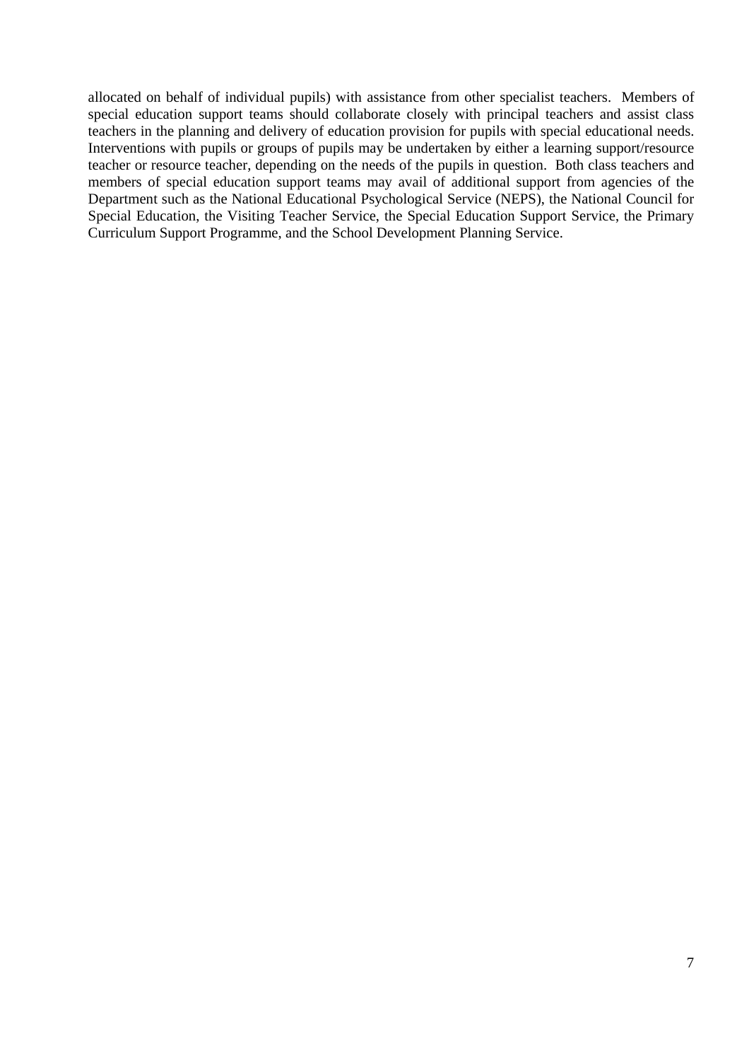allocated on behalf of individual pupils) with assistance from other specialist teachers. Members of special education support teams should collaborate closely with principal teachers and assist class teachers in the planning and delivery of education provision for pupils with special educational needs. Interventions with pupils or groups of pupils may be undertaken by either a learning support/resource teacher or resource teacher, depending on the needs of the pupils in question. Both class teachers and members of special education support teams may avail of additional support from agencies of the Department such as the National Educational Psychological Service (NEPS), the National Council for Special Education, the Visiting Teacher Service, the Special Education Support Service, the Primary Curriculum Support Programme, and the School Development Planning Service.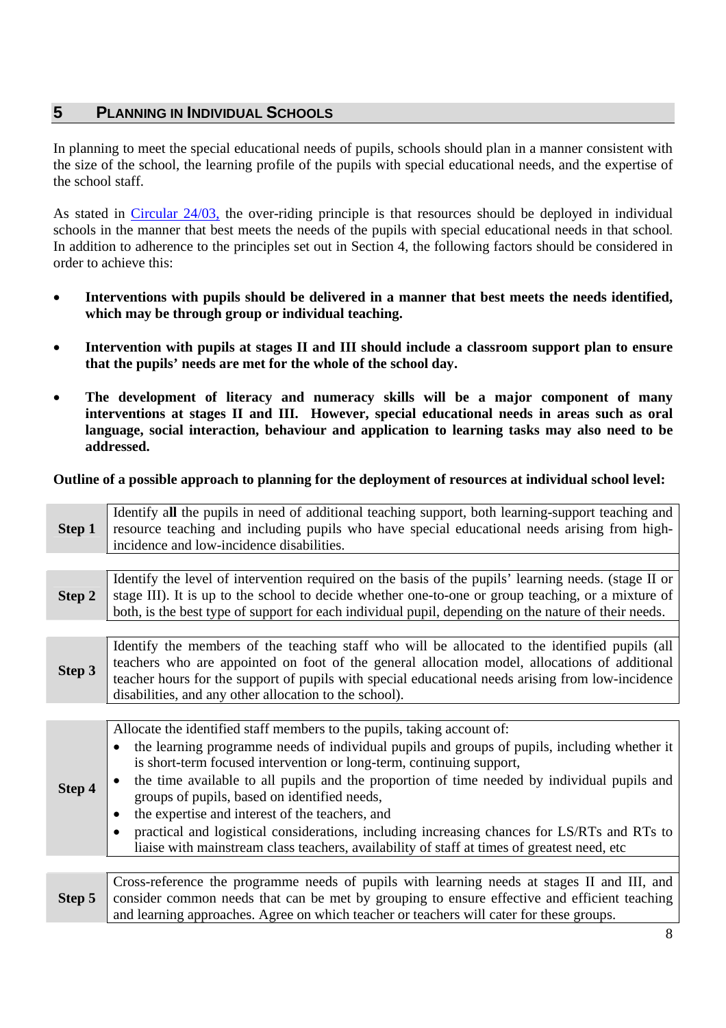## 5 PLANNING IN INDIVIDUAL SCHOOLS

In planning to meet the special educational needs of pupils, schools should plan in a manner consistent with the size of the school, the learning profile of the pupils with special educational needs, and the expertise of the school staff.

As stated in Circular 24/03, the over-riding principle is that resources should be deployed in individual schools in the manner that best meets the needs of the pupils with special educational needs in that school. In addition to adherence to the principles set out in Section 4, the following factors should be considered in order to achieve this:

- **Interventions with pupils should be delivered in a manner that best meets the needs identified, which may be through group or individual teaching.**
- **Intervention with pupils at stages II and III should include a classroom support plan to ensure that the pupils' needs are met for the whole of the school day.**
- **The development of literacy and numeracy skills will be a major component of many interventions at stages II and III. However, special educational needs in areas such as oral language, social interaction, behaviour and application to learning tasks may also need to be addressed.**

**Outline of a possible approach to planning for the deployment of resources at individual school level:**

| | |
|---|---|
| **Step 1** | Identify a**ll** the pupils in need of additional teaching support, both learning-support teaching and resource teaching and including pupils who have special educational needs arising from high-incidence and low-incidence disabilities. |
| **Step 2** | Identify the level of intervention required on the basis of the pupils' learning needs. (stage II or stage III). It is up to the school to decide whether one-to-one or group teaching, or a mixture of both, is the best type of support for each individual pupil, depending on the nature of their needs. |
| **Step 3** | Identify the members of the teaching staff who will be allocated to the identified pupils (all teachers who are appointed on foot of the general allocation model, allocations of additional teacher hours for the support of pupils with special educational needs arising from low-incidence disabilities, and any other allocation to the school). |
| **Step 4** | Allocate the identified staff members to the pupils, taking account of:<br>• the learning programme needs of individual pupils and groups of pupils, including whether it is short-term focused intervention or long-term, continuing support,<br>• the time available to all pupils and the proportion of time needed by individual pupils and groups of pupils, based on identified needs,<br>• the expertise and interest of the teachers, and<br>• practical and logistical considerations, including increasing chances for LS/RTs and RTs to liaise with mainstream class teachers, availability of staff at times of greatest need, etc |
| **Step 5** | Cross-reference the programme needs of pupils with learning needs at stages II and III, and consider common needs that can be met by grouping to ensure effective and efficient teaching and learning approaches. Agree on which teacher or teachers will cater for these groups. |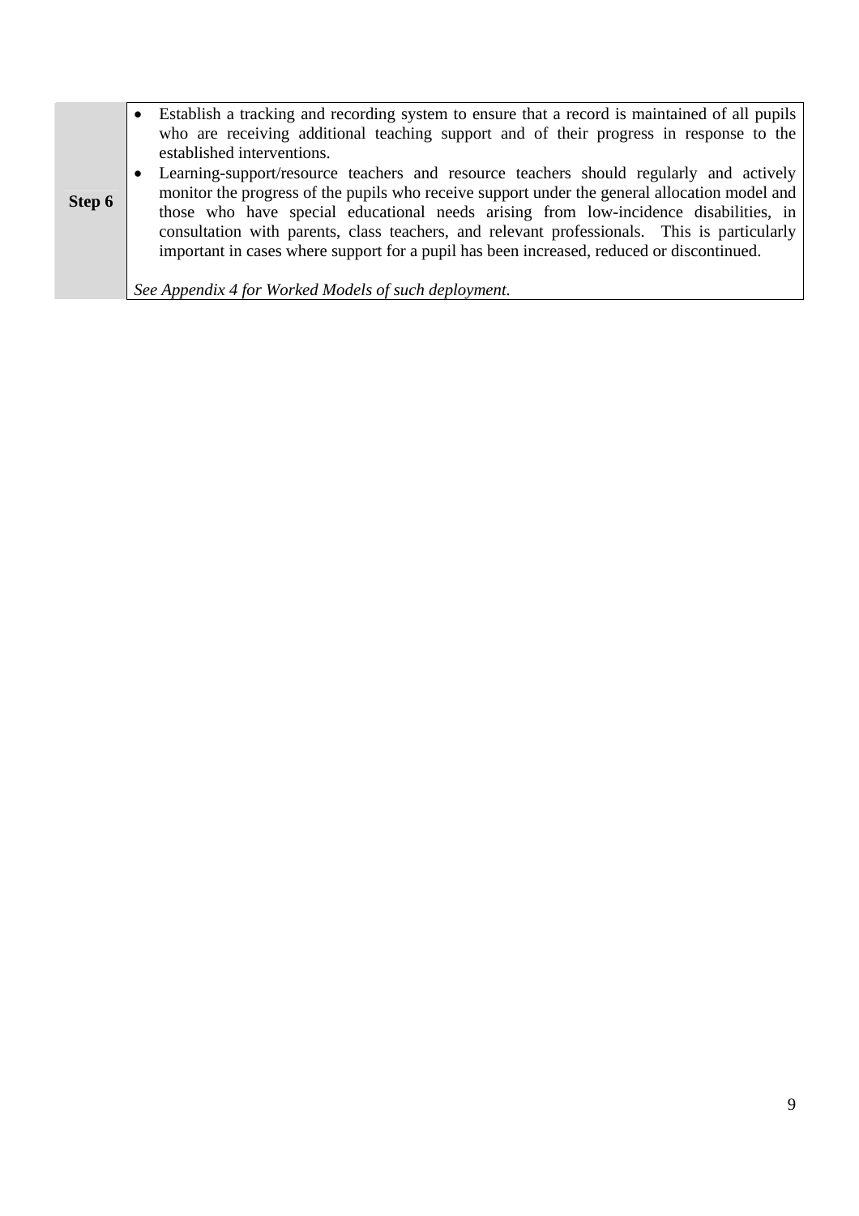| | |
|---|---|
| **Step 6** | • Establish a tracking and recording system to ensure that a record is maintained of all pupils who are receiving additional teaching support and of their progress in response to the established interventions.<br>• Learning-support/resource teachers and resource teachers should regularly and actively monitor the progress of the pupils who receive support under the general allocation model and those who have special educational needs arising from low-incidence disabilities, in consultation with parents, class teachers, and relevant professionals. This is particularly important in cases where support for a pupil has been increased, reduced or discontinued.<br><br>*See Appendix 4 for Worked Models of such deployment.* |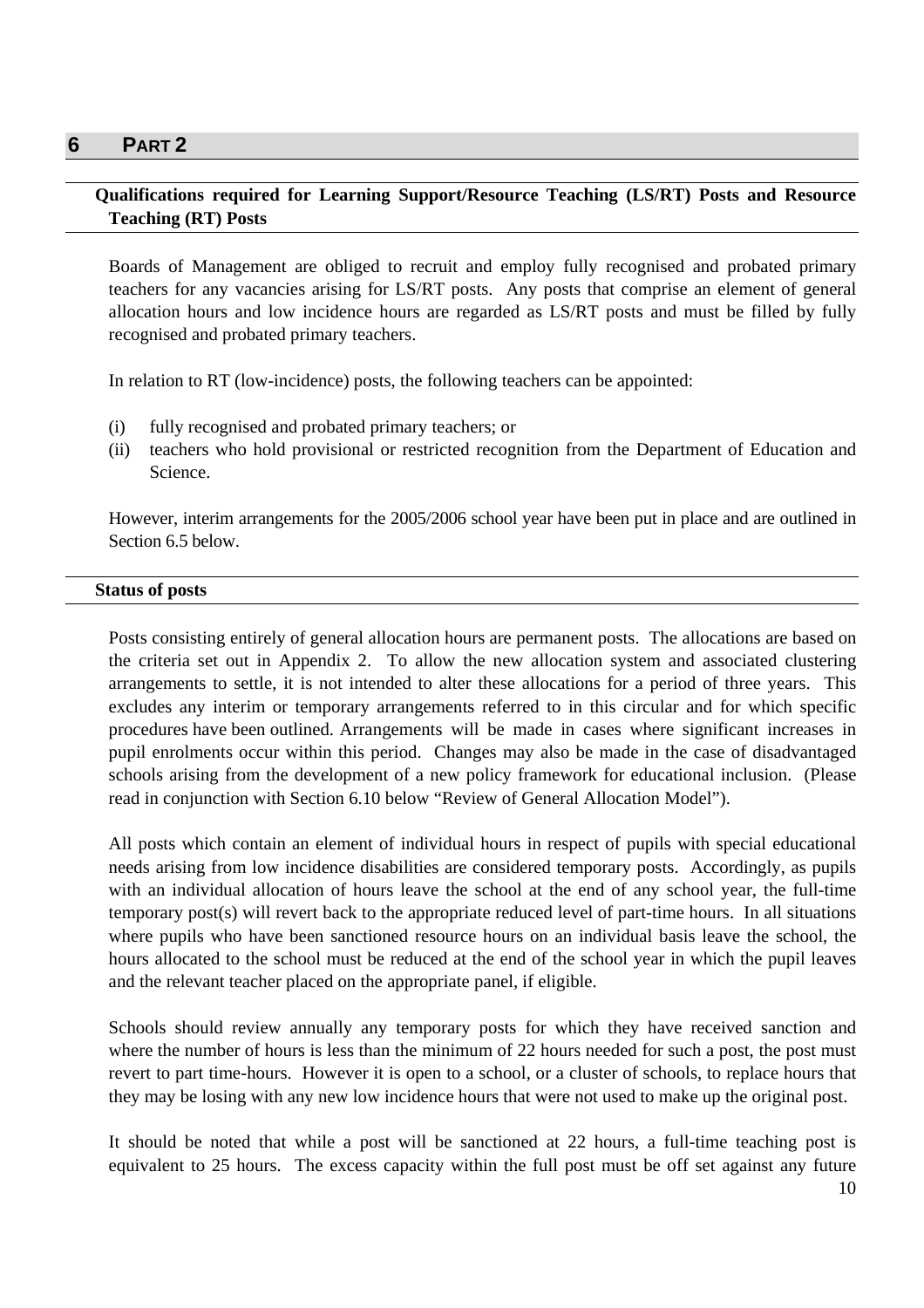# 6 PART 2

## Qualifications required for Learning Support/Resource Teaching (LS/RT) Posts and Resource Teaching (RT) Posts

Boards of Management are obliged to recruit and employ fully recognised and probated primary teachers for any vacancies arising for LS/RT posts. Any posts that comprise an element of general allocation hours and low incidence hours are regarded as LS/RT posts and must be filled by fully recognised and probated primary teachers.

In relation to RT (low-incidence) posts, the following teachers can be appointed:

(i) fully recognised and probated primary teachers; or
(ii) teachers who hold provisional or restricted recognition from the Department of Education and Science.

However, interim arrangements for the 2005/2006 school year have been put in place and are outlined in Section 6.5 below.

## Status of posts

Posts consisting entirely of general allocation hours are permanent posts. The allocations are based on the criteria set out in Appendix 2. To allow the new allocation system and associated clustering arrangements to settle, it is not intended to alter these allocations for a period of three years. This excludes any interim or temporary arrangements referred to in this circular and for which specific procedures have been outlined. Arrangements will be made in cases where significant increases in pupil enrolments occur within this period. Changes may also be made in the case of disadvantaged schools arising from the development of a new policy framework for educational inclusion. (Please read in conjunction with Section 6.10 below "Review of General Allocation Model").

All posts which contain an element of individual hours in respect of pupils with special educational needs arising from low incidence disabilities are considered temporary posts. Accordingly, as pupils with an individual allocation of hours leave the school at the end of any school year, the full-time temporary post(s) will revert back to the appropriate reduced level of part-time hours. In all situations where pupils who have been sanctioned resource hours on an individual basis leave the school, the hours allocated to the school must be reduced at the end of the school year in which the pupil leaves and the relevant teacher placed on the appropriate panel, if eligible.

Schools should review annually any temporary posts for which they have received sanction and where the number of hours is less than the minimum of 22 hours needed for such a post, the post must revert to part time-hours. However it is open to a school, or a cluster of schools, to replace hours that they may be losing with any new low incidence hours that were not used to make up the original post.

It should be noted that while a post will be sanctioned at 22 hours, a full-time teaching post is equivalent to 25 hours. The excess capacity within the full post must be off set against any future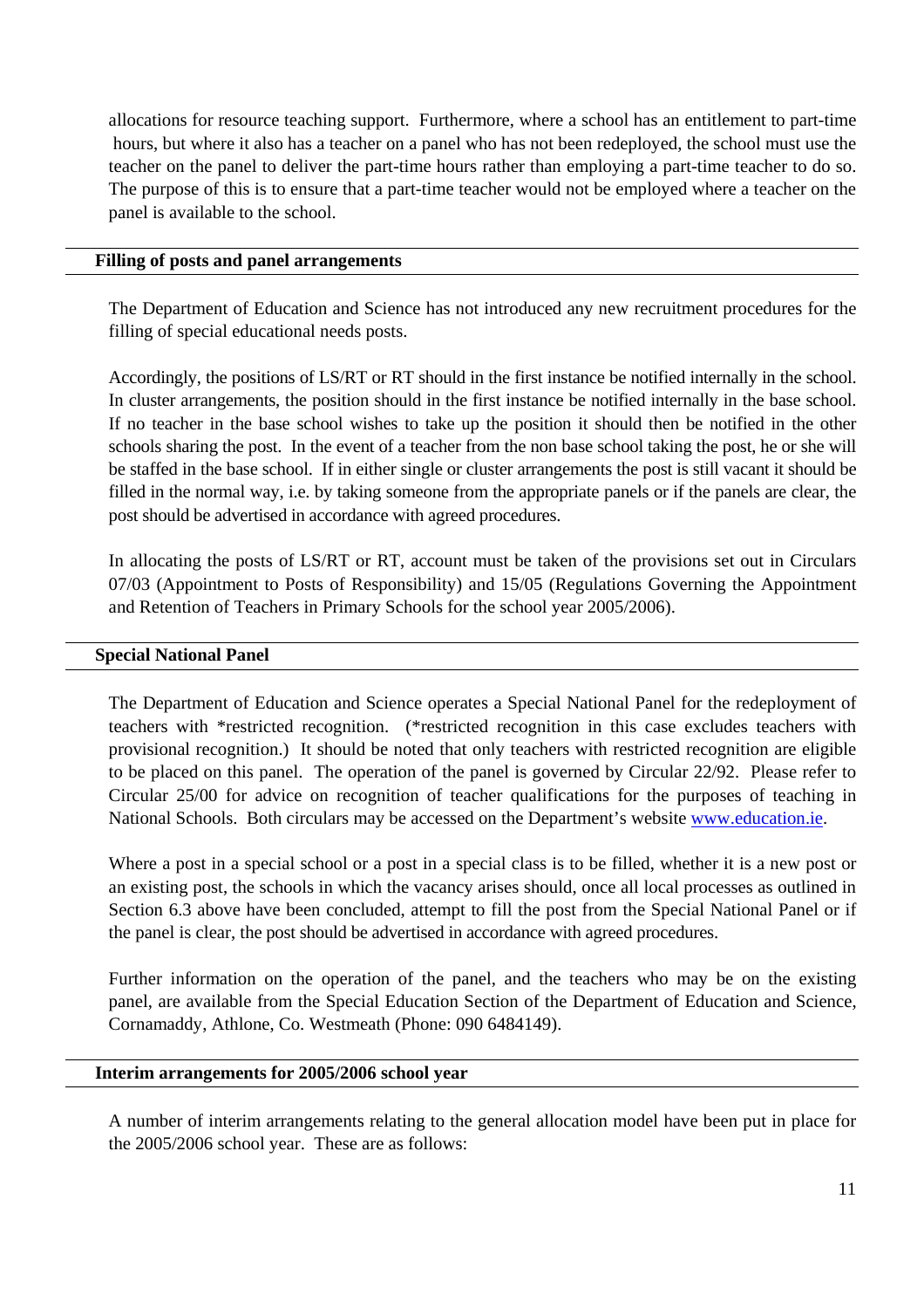allocations for resource teaching support. Furthermore, where a school has an entitlement to part-time hours, but where it also has a teacher on a panel who has not been redeployed, the school must use the teacher on the panel to deliver the part-time hours rather than employing a part-time teacher to do so. The purpose of this is to ensure that a part-time teacher would not be employed where a teacher on the panel is available to the school.

## Filling of posts and panel arrangements

The Department of Education and Science has not introduced any new recruitment procedures for the filling of special educational needs posts.

Accordingly, the positions of LS/RT or RT should in the first instance be notified internally in the school. In cluster arrangements, the position should in the first instance be notified internally in the base school. If no teacher in the base school wishes to take up the position it should then be notified in the other schools sharing the post. In the event of a teacher from the non base school taking the post, he or she will be staffed in the base school. If in either single or cluster arrangements the post is still vacant it should be filled in the normal way, i.e. by taking someone from the appropriate panels or if the panels are clear, the post should be advertised in accordance with agreed procedures.

In allocating the posts of LS/RT or RT, account must be taken of the provisions set out in Circulars 07/03 (Appointment to Posts of Responsibility) and 15/05 (Regulations Governing the Appointment and Retention of Teachers in Primary Schools for the school year 2005/2006).

## Special National Panel

The Department of Education and Science operates a Special National Panel for the redeployment of teachers with *restricted recognition. (*restricted recognition in this case excludes teachers with provisional recognition.) It should be noted that only teachers with restricted recognition are eligible to be placed on this panel. The operation of the panel is governed by Circular 22/92. Please refer to Circular 25/00 for advice on recognition of teacher qualifications for the purposes of teaching in National Schools. Both circulars may be accessed on the Department's website www.education.ie.

Where a post in a special school or a post in a special class is to be filled, whether it is a new post or an existing post, the schools in which the vacancy arises should, once all local processes as outlined in Section 6.3 above have been concluded, attempt to fill the post from the Special National Panel or if the panel is clear, the post should be advertised in accordance with agreed procedures.

Further information on the operation of the panel, and the teachers who may be on the existing panel, are available from the Special Education Section of the Department of Education and Science, Cornamaddy, Athlone, Co. Westmeath (Phone: 090 6484149).

## Interim arrangements for 2005/2006 school year

A number of interim arrangements relating to the general allocation model have been put in place for the 2005/2006 school year. These are as follows: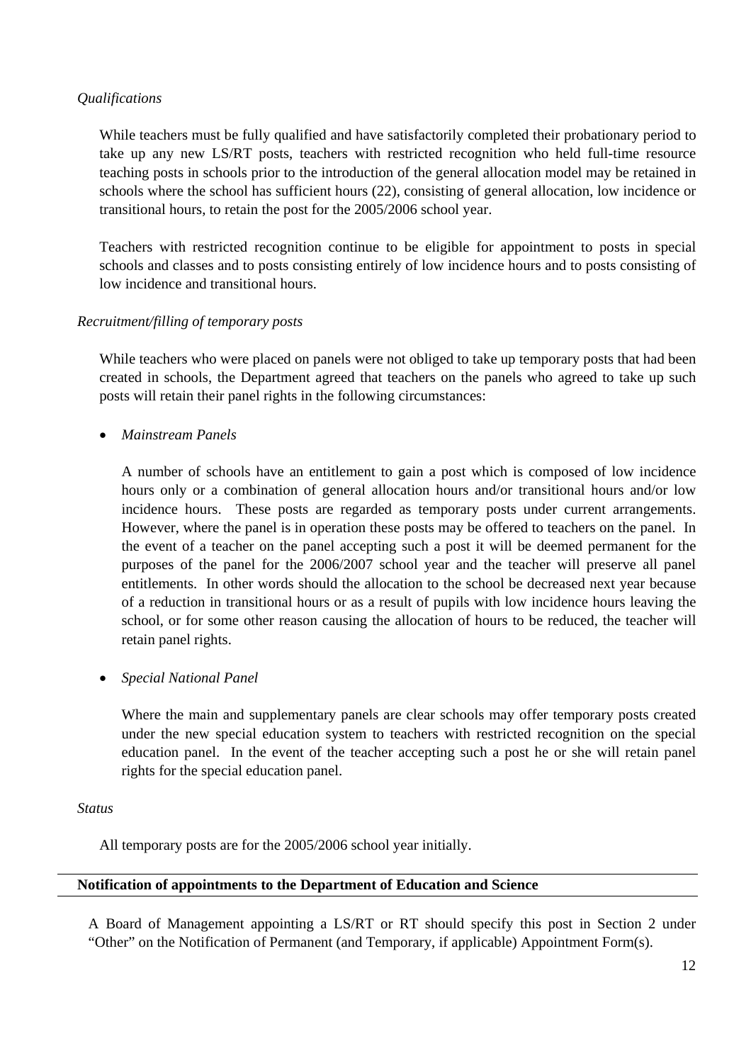*Qualifications*

While teachers must be fully qualified and have satisfactorily completed their probationary period to take up any new LS/RT posts, teachers with restricted recognition who held full-time resource teaching posts in schools prior to the introduction of the general allocation model may be retained in schools where the school has sufficient hours (22), consisting of general allocation, low incidence or transitional hours, to retain the post for the 2005/2006 school year.

Teachers with restricted recognition continue to be eligible for appointment to posts in special schools and classes and to posts consisting entirely of low incidence hours and to posts consisting of low incidence and transitional hours.

*Recruitment/filling of temporary posts*

While teachers who were placed on panels were not obliged to take up temporary posts that had been created in schools, the Department agreed that teachers on the panels who agreed to take up such posts will retain their panel rights in the following circumstances:

- *Mainstream Panels*

  A number of schools have an entitlement to gain a post which is composed of low incidence hours only or a combination of general allocation hours and/or transitional hours and/or low incidence hours. These posts are regarded as temporary posts under current arrangements. However, where the panel is in operation these posts may be offered to teachers on the panel. In the event of a teacher on the panel accepting such a post it will be deemed permanent for the purposes of the panel for the 2006/2007 school year and the teacher will preserve all panel entitlements. In other words should the allocation to the school be decreased next year because of a reduction in transitional hours or as a result of pupils with low incidence hours leaving the school, or for some other reason causing the allocation of hours to be reduced, the teacher will retain panel rights.

- *Special National Panel*

  Where the main and supplementary panels are clear schools may offer temporary posts created under the new special education system to teachers with restricted recognition on the special education panel. In the event of the teacher accepting such a post he or she will retain panel rights for the special education panel.

*Status*

All temporary posts are for the 2005/2006 school year initially.

**Notification of appointments to the Department of Education and Science**

A Board of Management appointing a LS/RT or RT should specify this post in Section 2 under "Other" on the Notification of Permanent (and Temporary, if applicable) Appointment Form(s).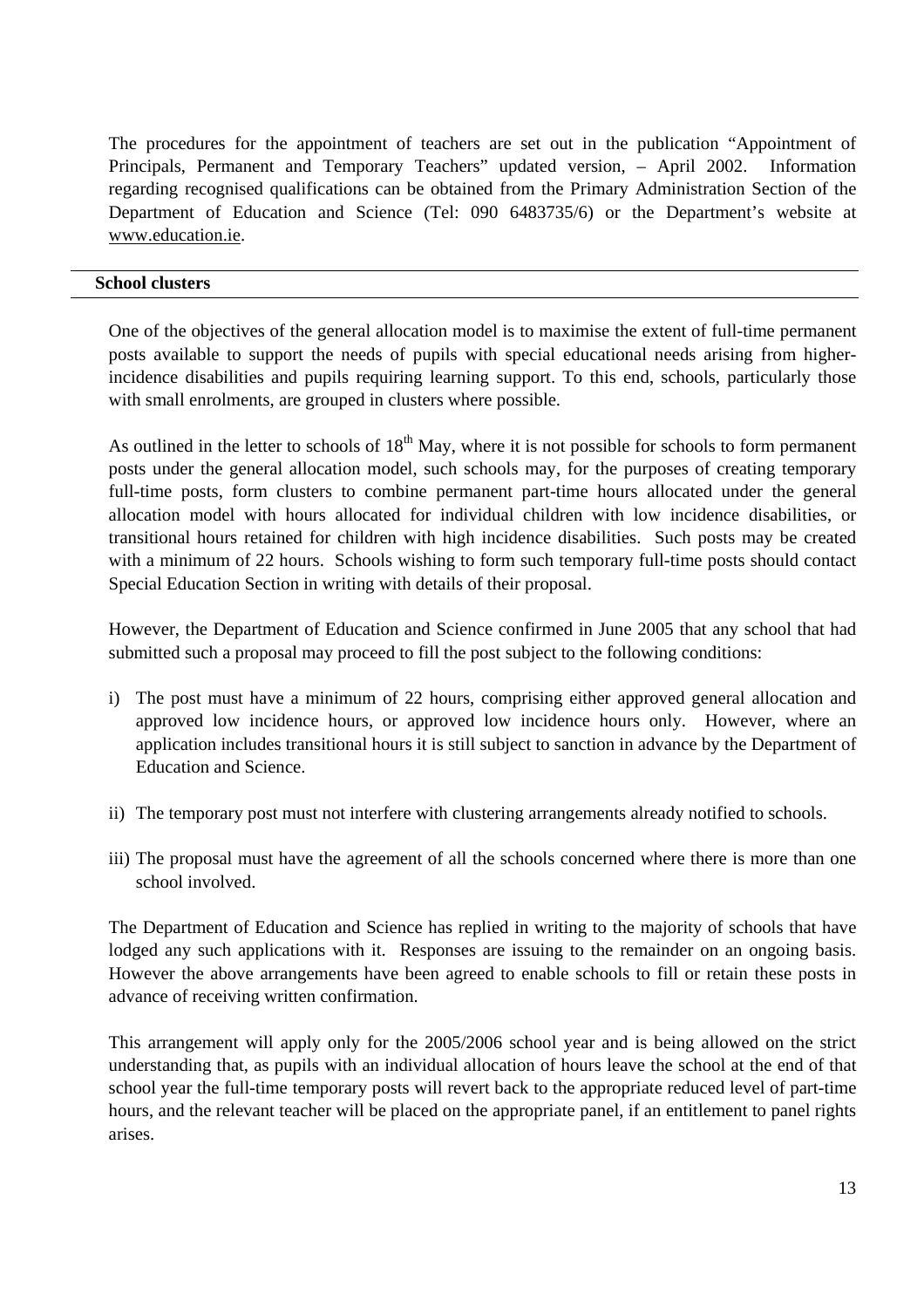The procedures for the appointment of teachers are set out in the publication "Appointment of Principals, Permanent and Temporary Teachers" updated version, – April 2002. Information regarding recognised qualifications can be obtained from the Primary Administration Section of the Department of Education and Science (Tel: 090 6483735/6) or the Department's website at www.education.ie.

## School clusters

One of the objectives of the general allocation model is to maximise the extent of full-time permanent posts available to support the needs of pupils with special educational needs arising from higher-incidence disabilities and pupils requiring learning support. To this end, schools, particularly those with small enrolments, are grouped in clusters where possible.

As outlined in the letter to schools of 18th May, where it is not possible for schools to form permanent posts under the general allocation model, such schools may, for the purposes of creating temporary full-time posts, form clusters to combine permanent part-time hours allocated under the general allocation model with hours allocated for individual children with low incidence disabilities, or transitional hours retained for children with high incidence disabilities. Such posts may be created with a minimum of 22 hours. Schools wishing to form such temporary full-time posts should contact Special Education Section in writing with details of their proposal.

However, the Department of Education and Science confirmed in June 2005 that any school that had submitted such a proposal may proceed to fill the post subject to the following conditions:

i) The post must have a minimum of 22 hours, comprising either approved general allocation and approved low incidence hours, or approved low incidence hours only. However, where an application includes transitional hours it is still subject to sanction in advance by the Department of Education and Science.

ii) The temporary post must not interfere with clustering arrangements already notified to schools.

iii) The proposal must have the agreement of all the schools concerned where there is more than one school involved.

The Department of Education and Science has replied in writing to the majority of schools that have lodged any such applications with it. Responses are issuing to the remainder on an ongoing basis. However the above arrangements have been agreed to enable schools to fill or retain these posts in advance of receiving written confirmation.

This arrangement will apply only for the 2005/2006 school year and is being allowed on the strict understanding that, as pupils with an individual allocation of hours leave the school at the end of that school year the full-time temporary posts will revert back to the appropriate reduced level of part-time hours, and the relevant teacher will be placed on the appropriate panel, if an entitlement to panel rights arises.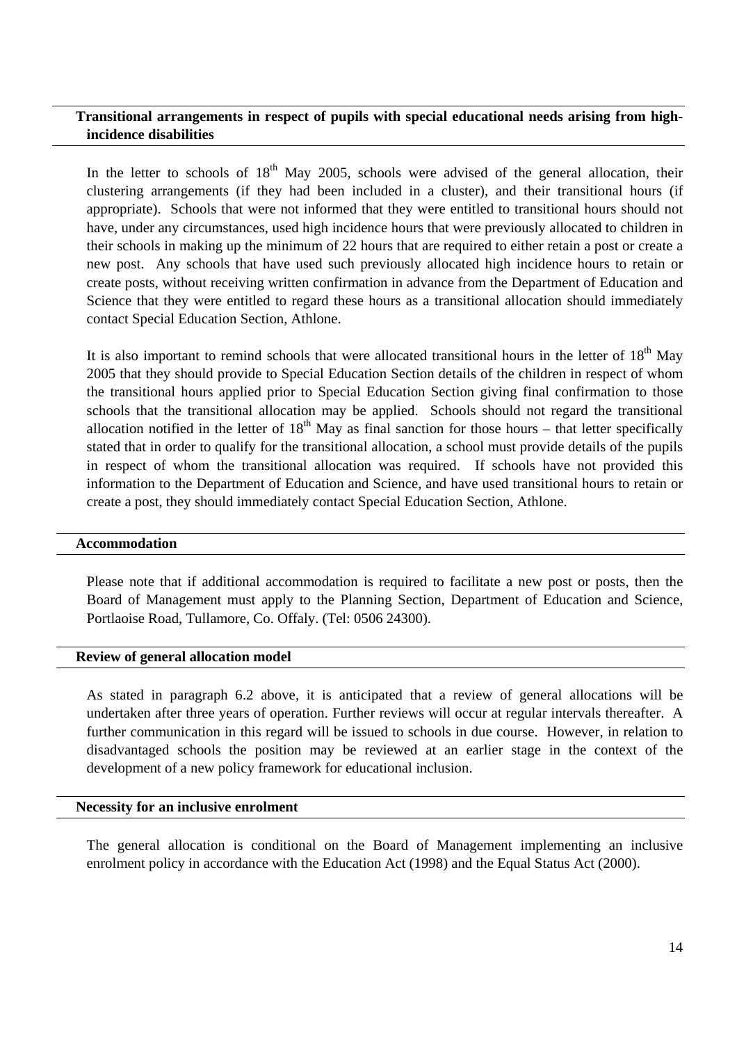## Transitional arrangements in respect of pupils with special educational needs arising from high-incidence disabilities

In the letter to schools of 18th May 2005, schools were advised of the general allocation, their clustering arrangements (if they had been included in a cluster), and their transitional hours (if appropriate). Schools that were not informed that they were entitled to transitional hours should not have, under any circumstances, used high incidence hours that were previously allocated to children in their schools in making up the minimum of 22 hours that are required to either retain a post or create a new post. Any schools that have used such previously allocated high incidence hours to retain or create posts, without receiving written confirmation in advance from the Department of Education and Science that they were entitled to regard these hours as a transitional allocation should immediately contact Special Education Section, Athlone.

It is also important to remind schools that were allocated transitional hours in the letter of 18th May 2005 that they should provide to Special Education Section details of the children in respect of whom the transitional hours applied prior to Special Education Section giving final confirmation to those schools that the transitional allocation may be applied. Schools should not regard the transitional allocation notified in the letter of 18th May as final sanction for those hours – that letter specifically stated that in order to qualify for the transitional allocation, a school must provide details of the pupils in respect of whom the transitional allocation was required. If schools have not provided this information to the Department of Education and Science, and have used transitional hours to retain or create a post, they should immediately contact Special Education Section, Athlone.

## Accommodation

Please note that if additional accommodation is required to facilitate a new post or posts, then the Board of Management must apply to the Planning Section, Department of Education and Science, Portlaoise Road, Tullamore, Co. Offaly. (Tel: 0506 24300).

## Review of general allocation model

As stated in paragraph 6.2 above, it is anticipated that a review of general allocations will be undertaken after three years of operation. Further reviews will occur at regular intervals thereafter. A further communication in this regard will be issued to schools in due course. However, in relation to disadvantaged schools the position may be reviewed at an earlier stage in the context of the development of a new policy framework for educational inclusion.

## Necessity for an inclusive enrolment

The general allocation is conditional on the Board of Management implementing an inclusive enrolment policy in accordance with the Education Act (1998) and the Equal Status Act (2000).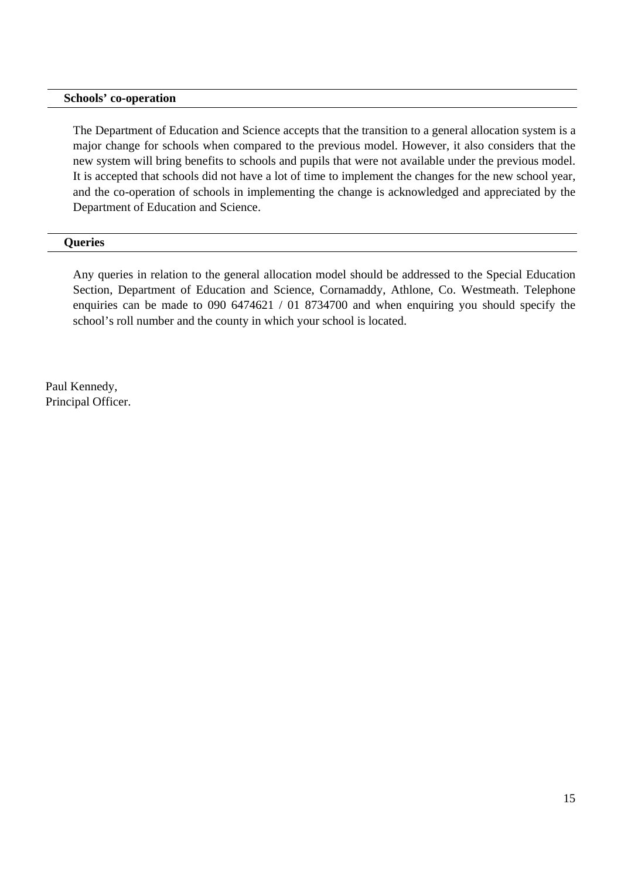### Schools' co-operation

The Department of Education and Science accepts that the transition to a general allocation system is a major change for schools when compared to the previous model. However, it also considers that the new system will bring benefits to schools and pupils that were not available under the previous model. It is accepted that schools did not have a lot of time to implement the changes for the new school year, and the co-operation of schools in implementing the change is acknowledged and appreciated by the Department of Education and Science.

### Queries

Any queries in relation to the general allocation model should be addressed to the Special Education Section, Department of Education and Science, Cornamaddy, Athlone, Co. Westmeath. Telephone enquiries can be made to 090 6474621 / 01 8734700 and when enquiring you should specify the school's roll number and the county in which your school is located.

Paul Kennedy,
Principal Officer.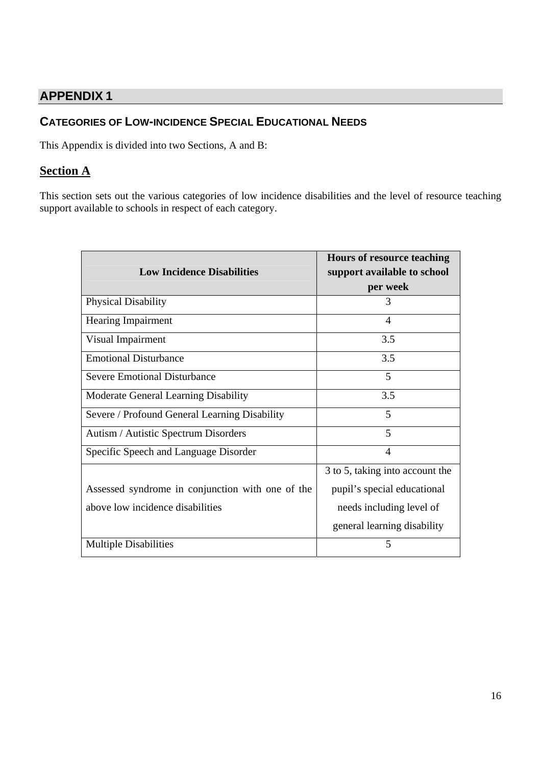## APPENDIX 1

### CATEGORIES OF LOW-INCIDENCE SPECIAL EDUCATIONAL NEEDS

This Appendix is divided into two Sections, A and B:

### Section A

This section sets out the various categories of low incidence disabilities and the level of resource teaching support available to schools in respect of each category.

| Low Incidence Disabilities | Hours of resource teaching support available to school per week |
|---|---|
| Physical Disability | 3 |
| Hearing Impairment | 4 |
| Visual Impairment | 3.5 |
| Emotional Disturbance | 3.5 |
| Severe Emotional Disturbance | 5 |
| Moderate General Learning Disability | 3.5 |
| Severe / Profound General Learning Disability | 5 |
| Autism / Autistic Spectrum Disorders | 5 |
| Specific Speech and Language Disorder | 4 |
| Assessed syndrome in conjunction with one of the above low incidence disabilities | 3 to 5, taking into account the pupil's special educational needs including level of general learning disability |
| Multiple Disabilities | 5 |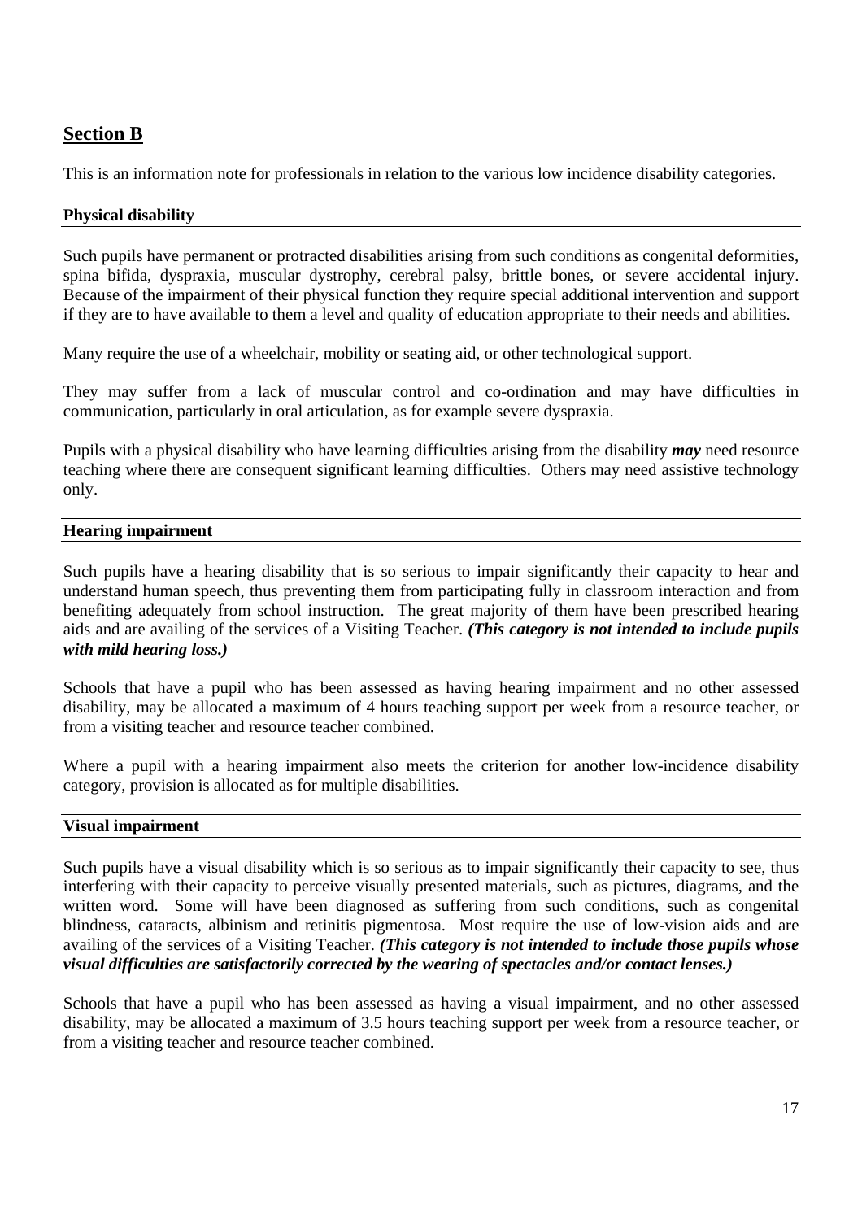## Section B

This is an information note for professionals in relation to the various low incidence disability categories.

### Physical disability

Such pupils have permanent or protracted disabilities arising from such conditions as congenital deformities, spina bifida, dyspraxia, muscular dystrophy, cerebral palsy, brittle bones, or severe accidental injury. Because of the impairment of their physical function they require special additional intervention and support if they are to have available to them a level and quality of education appropriate to their needs and abilities.

Many require the use of a wheelchair, mobility or seating aid, or other technological support.

They may suffer from a lack of muscular control and co-ordination and may have difficulties in communication, particularly in oral articulation, as for example severe dyspraxia.

Pupils with a physical disability who have learning difficulties arising from the disability ***may*** need resource teaching where there are consequent significant learning difficulties. Others may need assistive technology only.

### Hearing impairment

Such pupils have a hearing disability that is so serious to impair significantly their capacity to hear and understand human speech, thus preventing them from participating fully in classroom interaction and from benefiting adequately from school instruction. The great majority of them have been prescribed hearing aids and are availing of the services of a Visiting Teacher. ***(This category is not intended to include pupils with mild hearing loss.)***

Schools that have a pupil who has been assessed as having hearing impairment and no other assessed disability, may be allocated a maximum of 4 hours teaching support per week from a resource teacher, or from a visiting teacher and resource teacher combined.

Where a pupil with a hearing impairment also meets the criterion for another low-incidence disability category, provision is allocated as for multiple disabilities.

### Visual impairment

Such pupils have a visual disability which is so serious as to impair significantly their capacity to see, thus interfering with their capacity to perceive visually presented materials, such as pictures, diagrams, and the written word. Some will have been diagnosed as suffering from such conditions, such as congenital blindness, cataracts, albinism and retinitis pigmentosa. Most require the use of low-vision aids and are availing of the services of a Visiting Teacher. ***(This category is not intended to include those pupils whose visual difficulties are satisfactorily corrected by the wearing of spectacles and/or contact lenses.)***

Schools that have a pupil who has been assessed as having a visual impairment, and no other assessed disability, may be allocated a maximum of 3.5 hours teaching support per week from a resource teacher, or from a visiting teacher and resource teacher combined.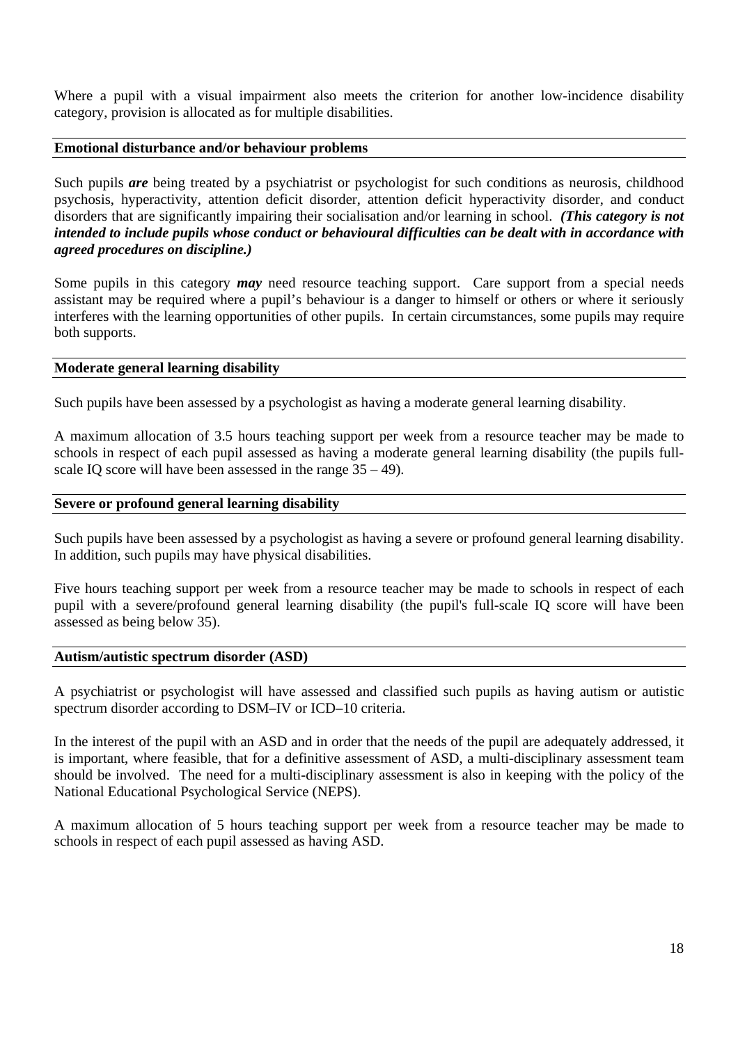Where a pupil with a visual impairment also meets the criterion for another low-incidence disability category, provision is allocated as for multiple disabilities.

### Emotional disturbance and/or behaviour problems

Such pupils ***are*** being treated by a psychiatrist or psychologist for such conditions as neurosis, childhood psychosis, hyperactivity, attention deficit disorder, attention deficit hyperactivity disorder, and conduct disorders that are significantly impairing their socialisation and/or learning in school. ***(This category is not intended to include pupils whose conduct or behavioural difficulties can be dealt with in accordance with agreed procedures on discipline.)***

Some pupils in this category ***may*** need resource teaching support. Care support from a special needs assistant may be required where a pupil's behaviour is a danger to himself or others or where it seriously interferes with the learning opportunities of other pupils. In certain circumstances, some pupils may require both supports.

### Moderate general learning disability

Such pupils have been assessed by a psychologist as having a moderate general learning disability.

A maximum allocation of 3.5 hours teaching support per week from a resource teacher may be made to schools in respect of each pupil assessed as having a moderate general learning disability (the pupils full-scale IQ score will have been assessed in the range 35 – 49).

### Severe or profound general learning disability

Such pupils have been assessed by a psychologist as having a severe or profound general learning disability. In addition, such pupils may have physical disabilities.

Five hours teaching support per week from a resource teacher may be made to schools in respect of each pupil with a severe/profound general learning disability (the pupil's full-scale IQ score will have been assessed as being below 35).

### Autism/autistic spectrum disorder (ASD)

A psychiatrist or psychologist will have assessed and classified such pupils as having autism or autistic spectrum disorder according to DSM–IV or ICD–10 criteria.

In the interest of the pupil with an ASD and in order that the needs of the pupil are adequately addressed, it is important, where feasible, that for a definitive assessment of ASD, a multi-disciplinary assessment team should be involved. The need for a multi-disciplinary assessment is also in keeping with the policy of the National Educational Psychological Service (NEPS).

A maximum allocation of 5 hours teaching support per week from a resource teacher may be made to schools in respect of each pupil assessed as having ASD.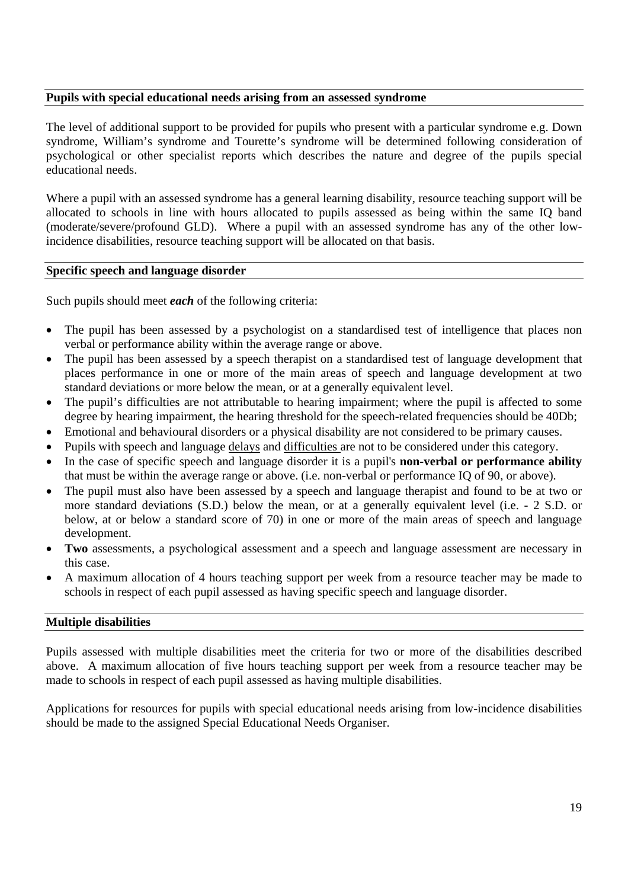### Pupils with special educational needs arising from an assessed syndrome

The level of additional support to be provided for pupils who present with a particular syndrome e.g. Down syndrome, William's syndrome and Tourette's syndrome will be determined following consideration of psychological or other specialist reports which describes the nature and degree of the pupils special educational needs.

Where a pupil with an assessed syndrome has a general learning disability, resource teaching support will be allocated to schools in line with hours allocated to pupils assessed as being within the same IQ band (moderate/severe/profound GLD). Where a pupil with an assessed syndrome has any of the other low-incidence disabilities, resource teaching support will be allocated on that basis.

### Specific speech and language disorder

Such pupils should meet ***each*** of the following criteria:

- The pupil has been assessed by a psychologist on a standardised test of intelligence that places non verbal or performance ability within the average range or above.
- The pupil has been assessed by a speech therapist on a standardised test of language development that places performance in one or more of the main areas of speech and language development at two standard deviations or more below the mean, or at a generally equivalent level.
- The pupil's difficulties are not attributable to hearing impairment; where the pupil is affected to some degree by hearing impairment, the hearing threshold for the speech-related frequencies should be 40Db;
- Emotional and behavioural disorders or a physical disability are not considered to be primary causes.
- Pupils with speech and language delays and difficulties are not to be considered under this category.
- In the case of specific speech and language disorder it is a pupil's **non-verbal or performance ability** that must be within the average range or above. (i.e. non-verbal or performance IQ of 90, or above).
- The pupil must also have been assessed by a speech and language therapist and found to be at two or more standard deviations (S.D.) below the mean, or at a generally equivalent level (i.e. - 2 S.D. or below, at or below a standard score of 70) in one or more of the main areas of speech and language development.
- **Two** assessments, a psychological assessment and a speech and language assessment are necessary in this case.
- A maximum allocation of 4 hours teaching support per week from a resource teacher may be made to schools in respect of each pupil assessed as having specific speech and language disorder.

### Multiple disabilities

Pupils assessed with multiple disabilities meet the criteria for two or more of the disabilities described above. A maximum allocation of five hours teaching support per week from a resource teacher may be made to schools in respect of each pupil assessed as having multiple disabilities.

Applications for resources for pupils with special educational needs arising from low-incidence disabilities should be made to the assigned Special Educational Needs Organiser.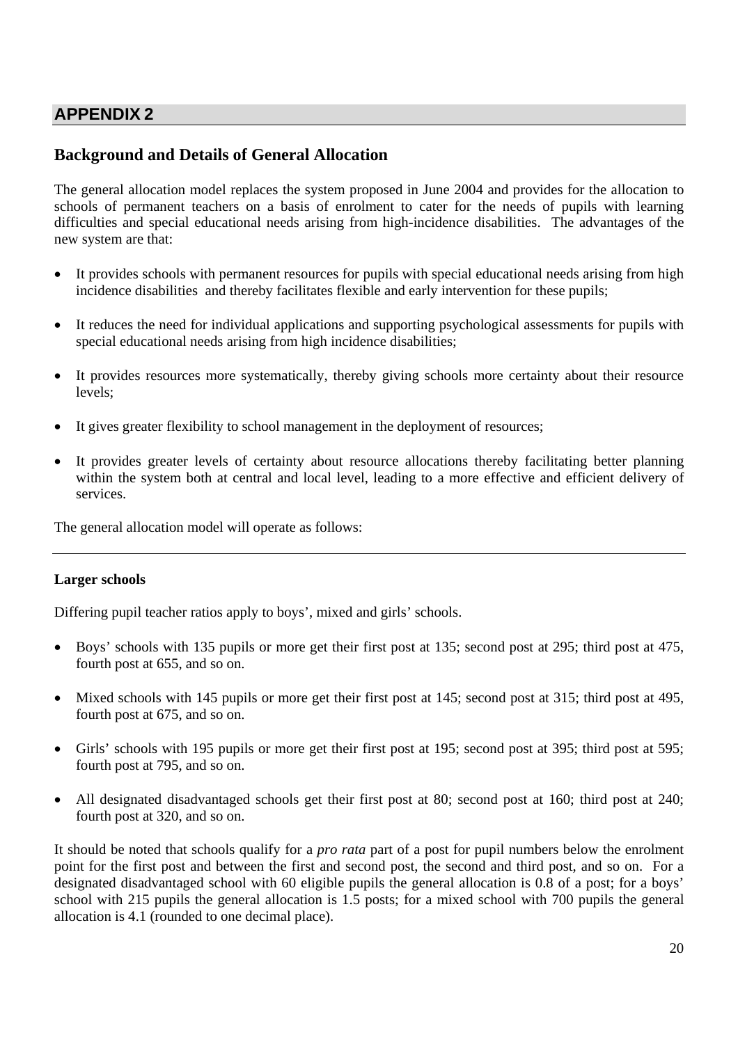## APPENDIX 2

### Background and Details of General Allocation

The general allocation model replaces the system proposed in June 2004 and provides for the allocation to schools of permanent teachers on a basis of enrolment to cater for the needs of pupils with learning difficulties and special educational needs arising from high-incidence disabilities. The advantages of the new system are that:

- It provides schools with permanent resources for pupils with special educational needs arising from high incidence disabilities and thereby facilitates flexible and early intervention for these pupils;
- It reduces the need for individual applications and supporting psychological assessments for pupils with special educational needs arising from high incidence disabilities;
- It provides resources more systematically, thereby giving schools more certainty about their resource levels;
- It gives greater flexibility to school management in the deployment of resources;
- It provides greater levels of certainty about resource allocations thereby facilitating better planning within the system both at central and local level, leading to a more effective and efficient delivery of services.

The general allocation model will operate as follows:

---

**Larger schools**

Differing pupil teacher ratios apply to boys', mixed and girls' schools.

- Boys' schools with 135 pupils or more get their first post at 135; second post at 295; third post at 475, fourth post at 655, and so on.
- Mixed schools with 145 pupils or more get their first post at 145; second post at 315; third post at 495, fourth post at 675, and so on.
- Girls' schools with 195 pupils or more get their first post at 195; second post at 395; third post at 595; fourth post at 795, and so on.
- All designated disadvantaged schools get their first post at 80; second post at 160; third post at 240; fourth post at 320, and so on.

It should be noted that schools qualify for a *pro rata* part of a post for pupil numbers below the enrolment point for the first post and between the first and second post, the second and third post, and so on. For a designated disadvantaged school with 60 eligible pupils the general allocation is 0.8 of a post; for a boys' school with 215 pupils the general allocation is 1.5 posts; for a mixed school with 700 pupils the general allocation is 4.1 (rounded to one decimal place).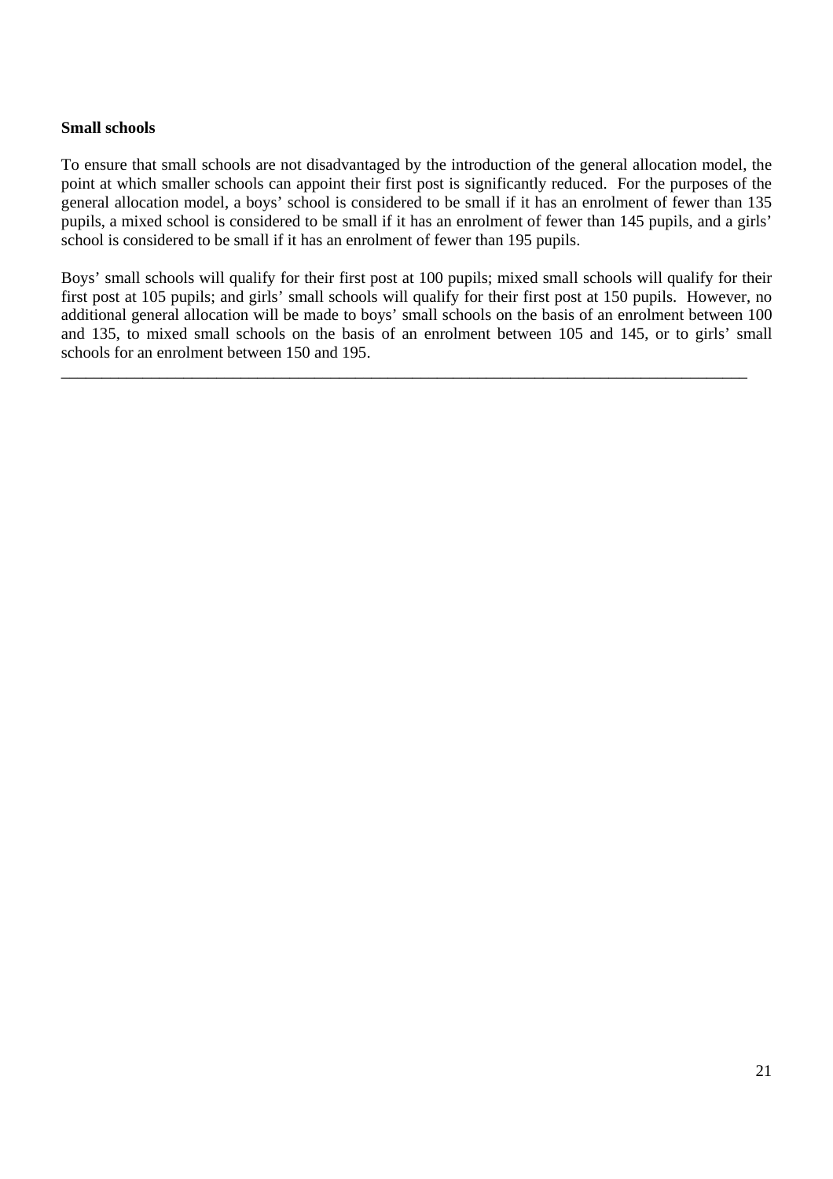**Small schools**

To ensure that small schools are not disadvantaged by the introduction of the general allocation model, the point at which smaller schools can appoint their first post is significantly reduced. For the purposes of the general allocation model, a boys' school is considered to be small if it has an enrolment of fewer than 135 pupils, a mixed school is considered to be small if it has an enrolment of fewer than 145 pupils, and a girls' school is considered to be small if it has an enrolment of fewer than 195 pupils.

Boys' small schools will qualify for their first post at 100 pupils; mixed small schools will qualify for their first post at 105 pupils; and girls' small schools will qualify for their first post at 150 pupils. However, no additional general allocation will be made to boys' small schools on the basis of an enrolment between 100 and 135, to mixed small schools on the basis of an enrolment between 105 and 145, or to girls' small schools for an enrolment between 150 and 195.

---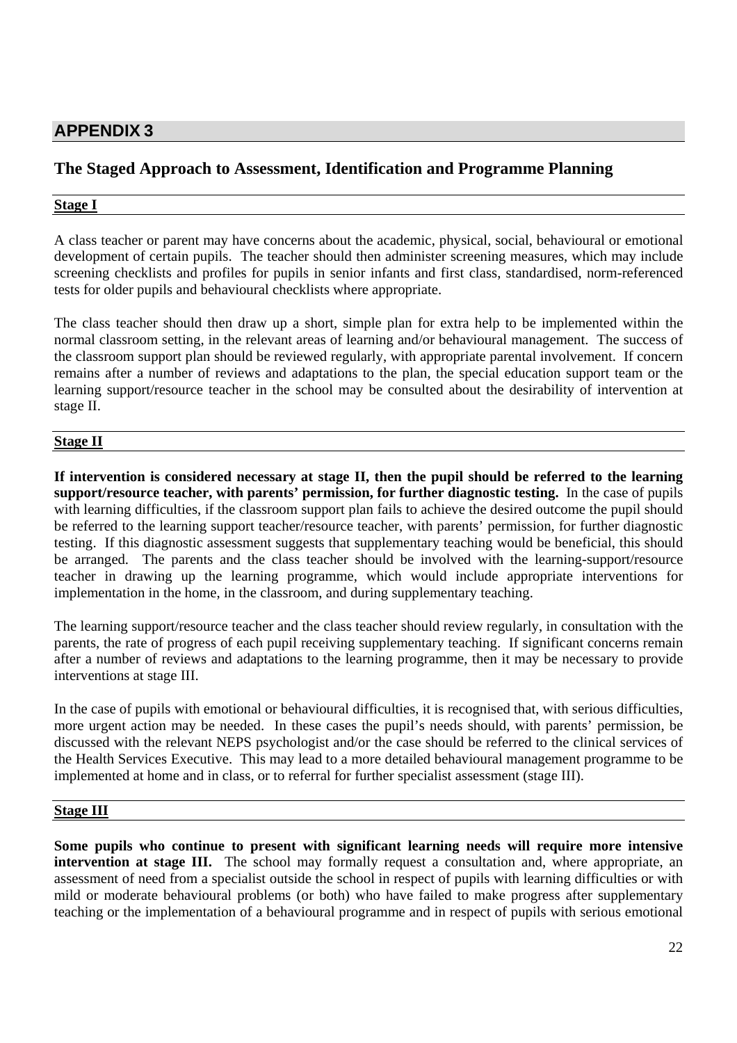## APPENDIX 3

### The Staged Approach to Assessment, Identification and Programme Planning

**Stage I**

A class teacher or parent may have concerns about the academic, physical, social, behavioural or emotional development of certain pupils. The teacher should then administer screening measures, which may include screening checklists and profiles for pupils in senior infants and first class, standardised, norm-referenced tests for older pupils and behavioural checklists where appropriate.

The class teacher should then draw up a short, simple plan for extra help to be implemented within the normal classroom setting, in the relevant areas of learning and/or behavioural management. The success of the classroom support plan should be reviewed regularly, with appropriate parental involvement. If concern remains after a number of reviews and adaptations to the plan, the special education support team or the learning support/resource teacher in the school may be consulted about the desirability of intervention at stage II.

**Stage II**

**If intervention is considered necessary at stage II, then the pupil should be referred to the learning support/resource teacher, with parents' permission, for further diagnostic testing.** In the case of pupils with learning difficulties, if the classroom support plan fails to achieve the desired outcome the pupil should be referred to the learning support teacher/resource teacher, with parents' permission, for further diagnostic testing. If this diagnostic assessment suggests that supplementary teaching would be beneficial, this should be arranged. The parents and the class teacher should be involved with the learning-support/resource teacher in drawing up the learning programme, which would include appropriate interventions for implementation in the home, in the classroom, and during supplementary teaching.

The learning support/resource teacher and the class teacher should review regularly, in consultation with the parents, the rate of progress of each pupil receiving supplementary teaching. If significant concerns remain after a number of reviews and adaptations to the learning programme, then it may be necessary to provide interventions at stage III.

In the case of pupils with emotional or behavioural difficulties, it is recognised that, with serious difficulties, more urgent action may be needed. In these cases the pupil's needs should, with parents' permission, be discussed with the relevant NEPS psychologist and/or the case should be referred to the clinical services of the Health Services Executive. This may lead to a more detailed behavioural management programme to be implemented at home and in class, or to referral for further specialist assessment (stage III).

**Stage III**

**Some pupils who continue to present with significant learning needs will require more intensive intervention at stage III.** The school may formally request a consultation and, where appropriate, an assessment of need from a specialist outside the school in respect of pupils with learning difficulties or with mild or moderate behavioural problems (or both) who have failed to make progress after supplementary teaching or the implementation of a behavioural programme and in respect of pupils with serious emotional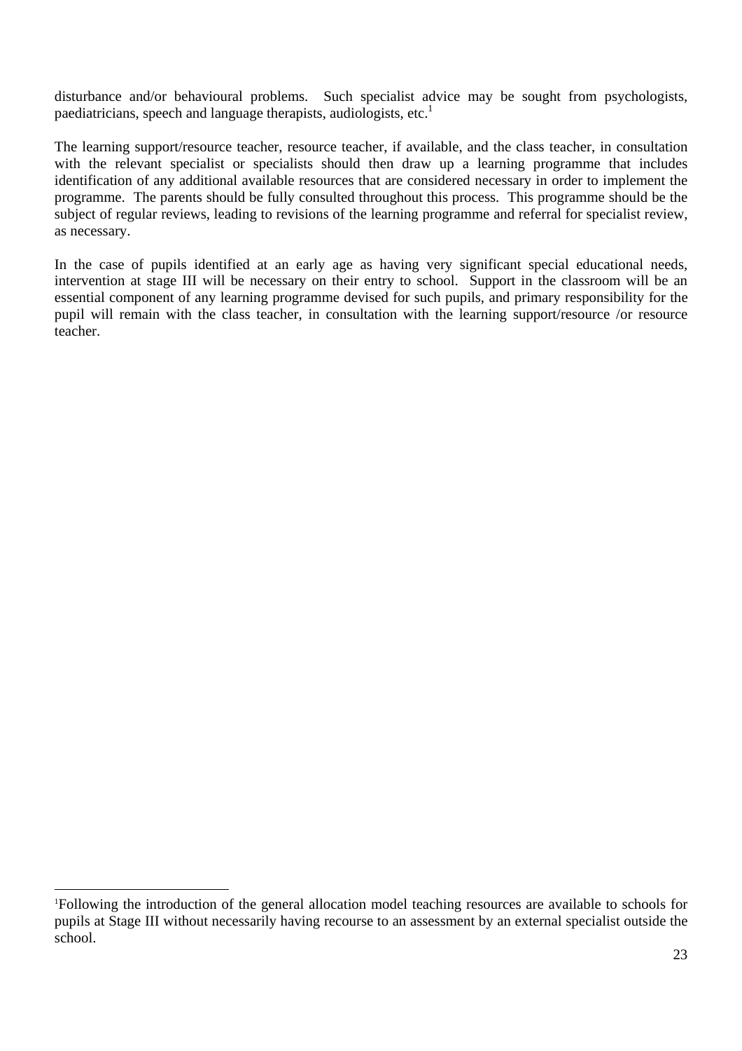disturbance and/or behavioural problems. Such specialist advice may be sought from psychologists, paediatricians, speech and language therapists, audiologists, etc.[1]

The learning support/resource teacher, resource teacher, if available, and the class teacher, in consultation with the relevant specialist or specialists should then draw up a learning programme that includes identification of any additional available resources that are considered necessary in order to implement the programme. The parents should be fully consulted throughout this process. This programme should be the subject of regular reviews, leading to revisions of the learning programme and referral for specialist review, as necessary.

In the case of pupils identified at an early age as having very significant special educational needs, intervention at stage III will be necessary on their entry to school. Support in the classroom will be an essential component of any learning programme devised for such pupils, and primary responsibility for the pupil will remain with the class teacher, in consultation with the learning support/resource /or resource teacher.

---

[1]Following the introduction of the general allocation model teaching resources are available to schools for pupils at Stage III without necessarily having recourse to an assessment by an external specialist outside the school.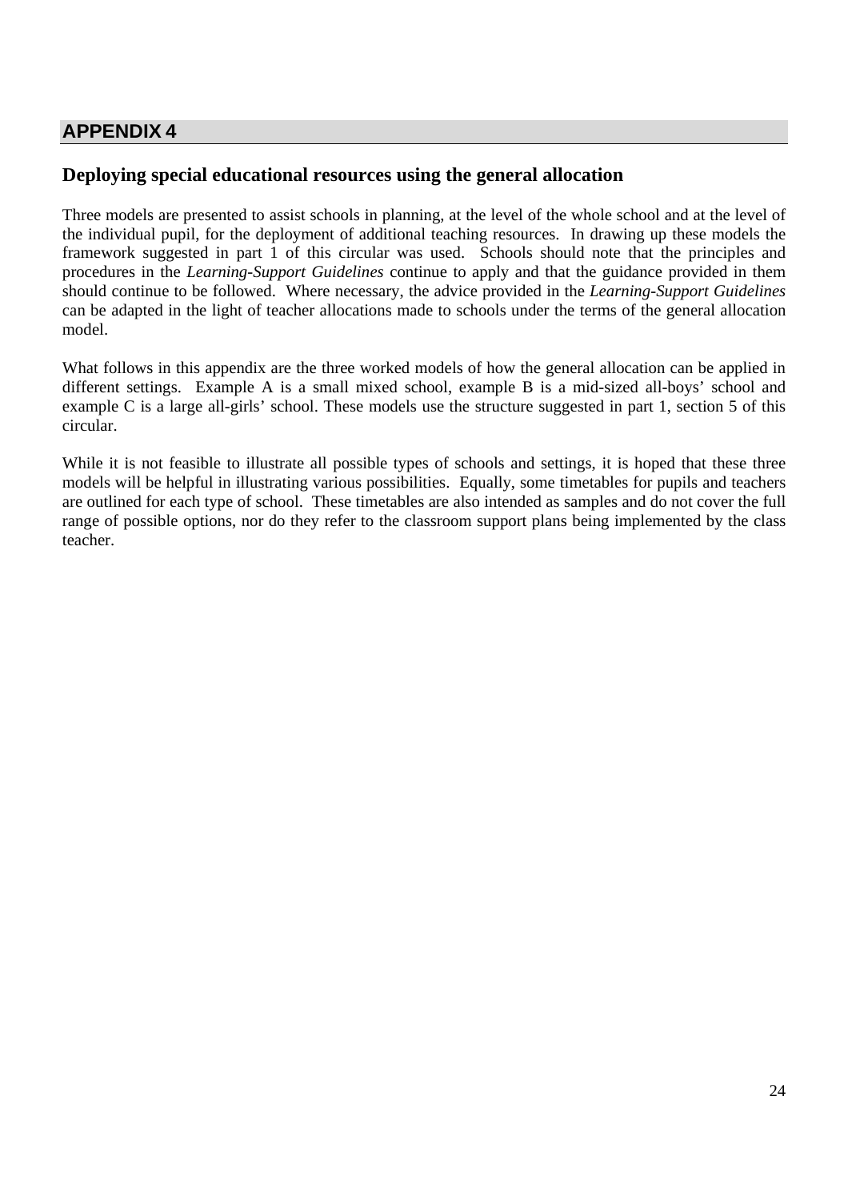## APPENDIX 4

### Deploying special educational resources using the general allocation

Three models are presented to assist schools in planning, at the level of the whole school and at the level of the individual pupil, for the deployment of additional teaching resources. In drawing up these models the framework suggested in part 1 of this circular was used. Schools should note that the principles and procedures in the *Learning-Support Guidelines* continue to apply and that the guidance provided in them should continue to be followed. Where necessary, the advice provided in the *Learning-Support Guidelines* can be adapted in the light of teacher allocations made to schools under the terms of the general allocation model.

What follows in this appendix are the three worked models of how the general allocation can be applied in different settings. Example A is a small mixed school, example B is a mid-sized all-boys' school and example C is a large all-girls' school. These models use the structure suggested in part 1, section 5 of this circular.

While it is not feasible to illustrate all possible types of schools and settings, it is hoped that these three models will be helpful in illustrating various possibilities. Equally, some timetables for pupils and teachers are outlined for each type of school. These timetables are also intended as samples and do not cover the full range of possible options, nor do they refer to the classroom support plans being implemented by the class teacher.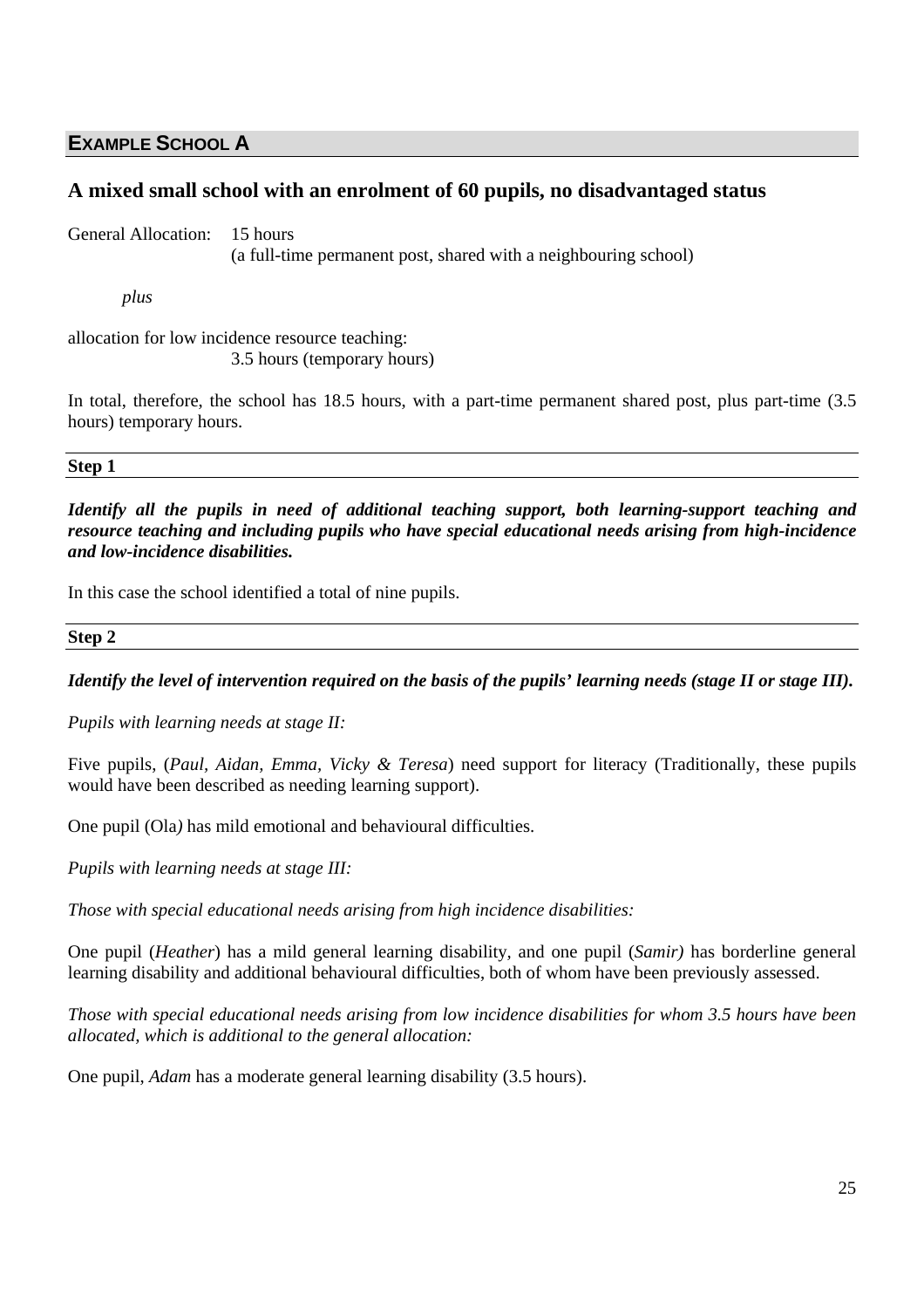## **EXAMPLE SCHOOL A**

### A mixed small school with an enrolment of 60 pupils, no disadvantaged status

General Allocation: 15 hours
(a full-time permanent post, shared with a neighbouring school)

*plus*

allocation for low incidence resource teaching:
3.5 hours (temporary hours)

In total, therefore, the school has 18.5 hours, with a part-time permanent shared post, plus part-time (3.5 hours) temporary hours.

**Step 1**

***Identify all the pupils in need of additional teaching support, both learning-support teaching and resource teaching and including pupils who have special educational needs arising from high-incidence and low-incidence disabilities.***

In this case the school identified a total of nine pupils.

**Step 2**

***Identify the level of intervention required on the basis of the pupils' learning needs (stage II or stage III).***

*Pupils with learning needs at stage II:*

Five pupils, (*Paul, Aidan, Emma, Vicky & Teresa*) need support for literacy (Traditionally, these pupils would have been described as needing learning support).

One pupil (Ola*)* has mild emotional and behavioural difficulties.

*Pupils with learning needs at stage III:*

*Those with special educational needs arising from high incidence disabilities:*

One pupil (*Heather*) has a mild general learning disability, and one pupil (*Samir)* has borderline general learning disability and additional behavioural difficulties, both of whom have been previously assessed.

*Those with special educational needs arising from low incidence disabilities for whom 3.5 hours have been allocated, which is additional to the general allocation:*

One pupil, *Adam* has a moderate general learning disability (3.5 hours).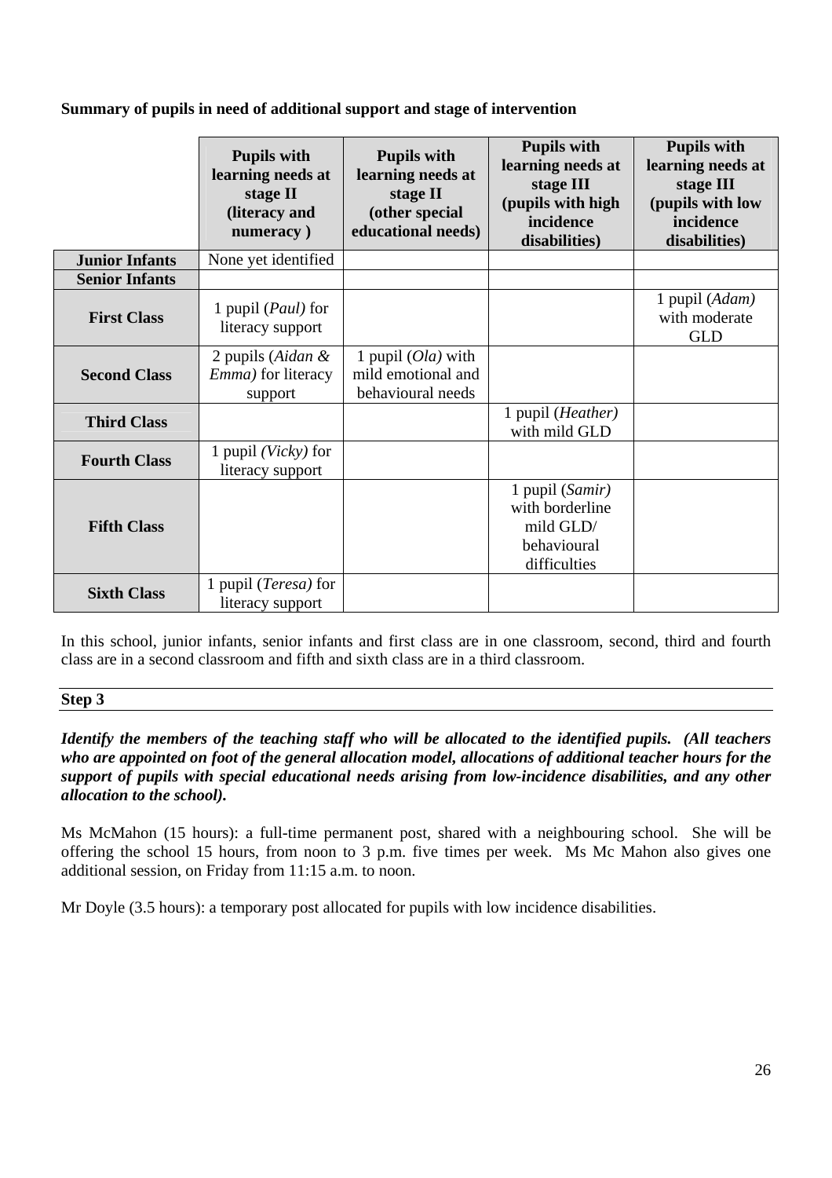**Summary of pupils in need of additional support and stage of intervention**

| | Pupils with learning needs at stage II (literacy and numeracy ) | Pupils with learning needs at stage II (other special educational needs) | Pupils with learning needs at stage III (pupils with high incidence disabilities) | Pupils with learning needs at stage III (pupils with low incidence disabilities) |
|---|---|---|---|---|
| **Junior Infants** | None yet identified | | | |
| **Senior Infants** | | | | |
| **First Class** | 1 pupil (*Paul)* for literacy support | | | 1 pupil (*Adam)* with moderate GLD |
| **Second Class** | 2 pupils (*Aidan & Emma)* for literacy support | 1 pupil (*Ola)* with mild emotional and behavioural needs | | |
| **Third Class** | | | 1 pupil (*Heather)* with mild GLD | |
| **Fourth Class** | 1 pupil *(Vicky)* for literacy support | | | |
| **Fifth Class** | | | 1 pupil (*Samir)* with borderline mild GLD/ behavioural difficulties | |
| **Sixth Class** | 1 pupil (*Teresa)* for literacy support | | | |

In this school, junior infants, senior infants and first class are in one classroom, second, third and fourth class are in a second classroom and fifth and sixth class are in a third classroom.

**Step 3**

***Identify the members of the teaching staff who will be allocated to the identified pupils. (All teachers who are appointed on foot of the general allocation model, allocations of additional teacher hours for the support of pupils with special educational needs arising from low-incidence disabilities, and any other allocation to the school).***

Ms McMahon (15 hours): a full-time permanent post, shared with a neighbouring school. She will be offering the school 15 hours, from noon to 3 p.m. five times per week. Ms Mc Mahon also gives one additional session, on Friday from 11:15 a.m. to noon.

Mr Doyle (3.5 hours): a temporary post allocated for pupils with low incidence disabilities.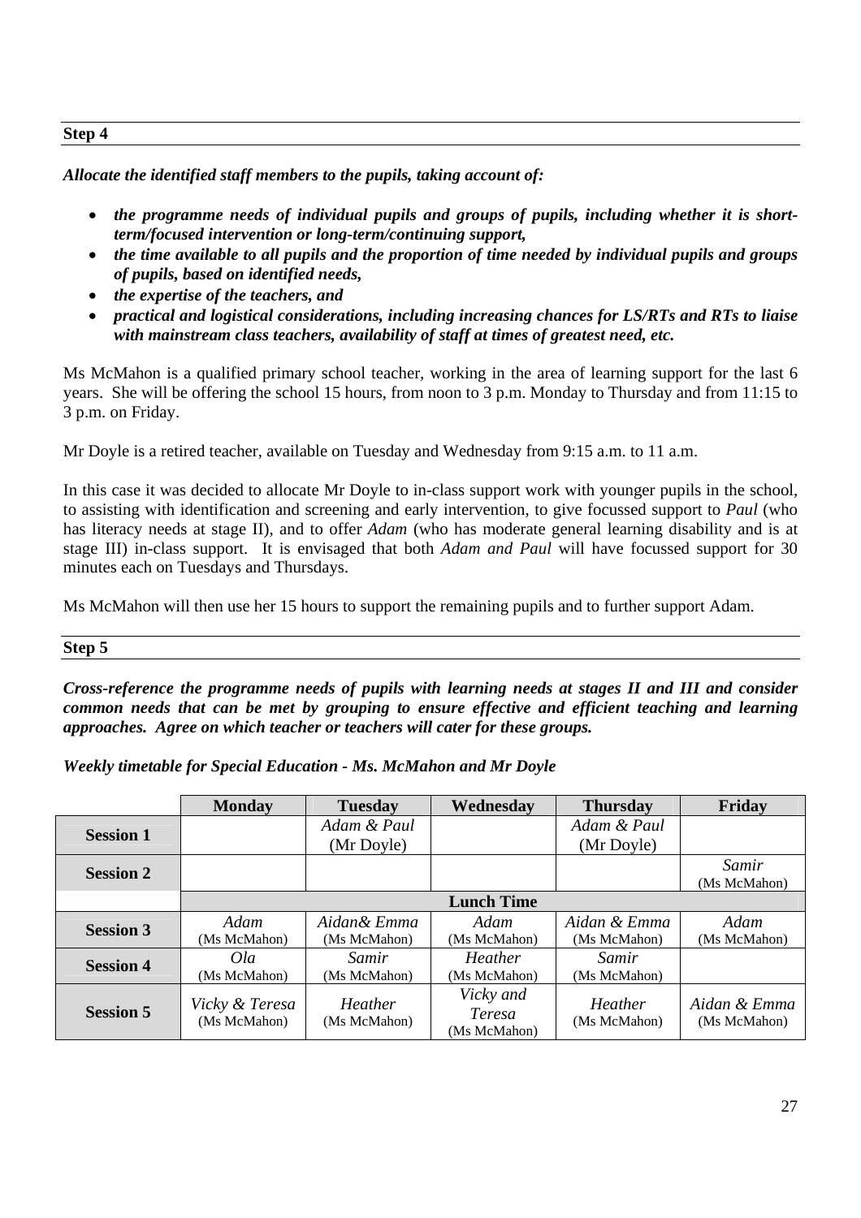**Step 4**

***Allocate the identified staff members to the pupils, taking account of:***

- ***the programme needs of individual pupils and groups of pupils, including whether it is short-term/focused intervention or long-term/continuing support,***
- ***the time available to all pupils and the proportion of time needed by individual pupils and groups of pupils, based on identified needs,***
- ***the expertise of the teachers, and***
- ***practical and logistical considerations, including increasing chances for LS/RTs and RTs to liaise with mainstream class teachers, availability of staff at times of greatest need, etc.***

Ms McMahon is a qualified primary school teacher, working in the area of learning support for the last 6 years. She will be offering the school 15 hours, from noon to 3 p.m. Monday to Thursday and from 11:15 to 3 p.m. on Friday.

Mr Doyle is a retired teacher, available on Tuesday and Wednesday from 9:15 a.m. to 11 a.m.

In this case it was decided to allocate Mr Doyle to in-class support work with younger pupils in the school, to assisting with identification and screening and early intervention, to give focussed support to *Paul* (who has literacy needs at stage II), and to offer *Adam* (who has moderate general learning disability and is at stage III) in-class support. It is envisaged that both *Adam and Paul* will have focussed support for 30 minutes each on Tuesdays and Thursdays.

Ms McMahon will then use her 15 hours to support the remaining pupils and to further support Adam.

**Step 5**

***Cross-reference the programme needs of pupils with learning needs at stages II and III and consider common needs that can be met by grouping to ensure effective and efficient teaching and learning approaches. Agree on which teacher or teachers will cater for these groups.***

***Weekly timetable for Special Education - Ms. McMahon and Mr Doyle***

| | **Monday** | **Tuesday** | **Wednesday** | **Thursday** | **Friday** |
|---|---|---|---|---|---|
| **Session 1** | | *Adam & Paul* (Mr Doyle) | | *Adam & Paul* (Mr Doyle) | |
| **Session 2** | | | | | *Samir* (Ms McMahon) |
| | | | **Lunch Time** | | |
| **Session 3** | *Adam* (Ms McMahon) | *Aidan& Emma* (Ms McMahon) | *Adam* (Ms McMahon) | *Aidan & Emma* (Ms McMahon) | *Adam* (Ms McMahon) |
| **Session 4** | *Ola* (Ms McMahon) | *Samir* (Ms McMahon) | *Heather* (Ms McMahon) | *Samir* (Ms McMahon) | |
| **Session 5** | *Vicky & Teresa* (Ms McMahon) | *Heather* (Ms McMahon) | *Vicky and Teresa* (Ms McMahon) | *Heather* (Ms McMahon) | *Aidan & Emma* (Ms McMahon) |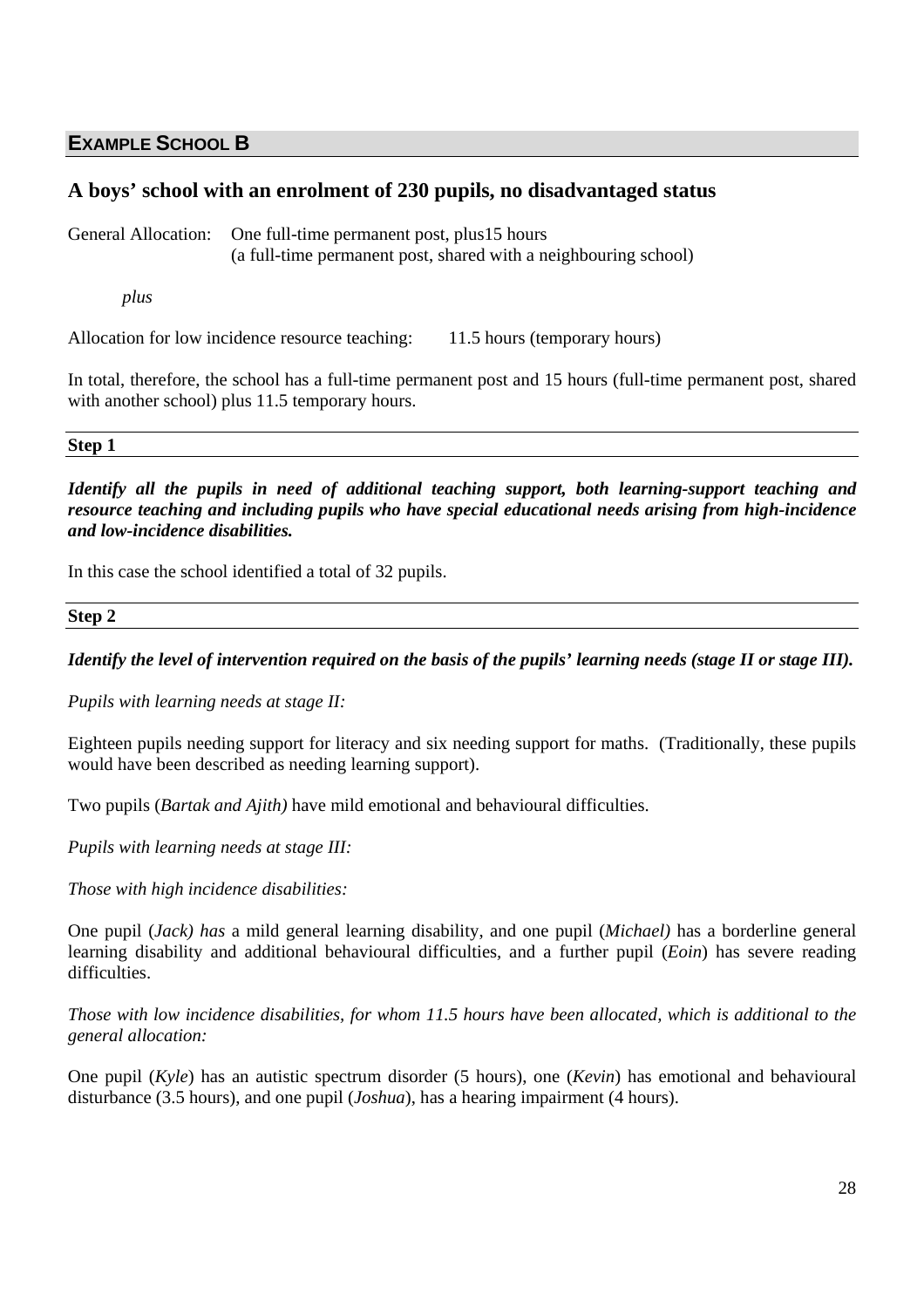## EXAMPLE SCHOOL B

### A boys' school with an enrolment of 230 pupils, no disadvantaged status

General Allocation: One full-time permanent post, plus15 hours
(a full-time permanent post, shared with a neighbouring school)

*plus*

Allocation for low incidence resource teaching: 11.5 hours (temporary hours)

In total, therefore, the school has a full-time permanent post and 15 hours (full-time permanent post, shared with another school) plus 11.5 temporary hours.

**Step 1**

***Identify all the pupils in need of additional teaching support, both learning-support teaching and resource teaching and including pupils who have special educational needs arising from high-incidence and low-incidence disabilities.***

In this case the school identified a total of 32 pupils.

**Step 2**

***Identify the level of intervention required on the basis of the pupils' learning needs (stage II or stage III).***

*Pupils with learning needs at stage II:*

Eighteen pupils needing support for literacy and six needing support for maths. (Traditionally, these pupils would have been described as needing learning support).

Two pupils (*Bartak and Ajith)* have mild emotional and behavioural difficulties.

*Pupils with learning needs at stage III:*

*Those with high incidence disabilities:*

One pupil (*Jack) has* a mild general learning disability, and one pupil (*Michael)* has a borderline general learning disability and additional behavioural difficulties, and a further pupil (*Eoin*) has severe reading difficulties.

*Those with low incidence disabilities, for whom 11.5 hours have been allocated, which is additional to the general allocation:*

One pupil (*Kyle*) has an autistic spectrum disorder (5 hours), one (*Kevin*) has emotional and behavioural disturbance (3.5 hours), and one pupil (*Joshua*), has a hearing impairment (4 hours).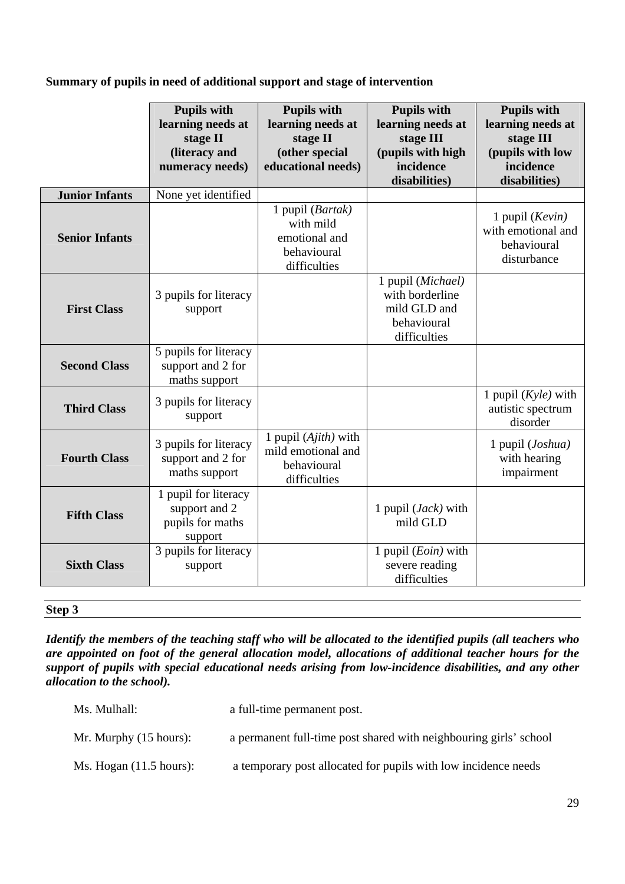**Summary of pupils in need of additional support and stage of intervention**

| | Pupils with learning needs at stage II (literacy and numeracy needs) | Pupils with learning needs at stage II (other special educational needs) | Pupils with learning needs at stage III (pupils with high incidence disabilities) | Pupils with learning needs at stage III (pupils with low incidence disabilities) |
|---|---|---|---|---|
| **Junior Infants** | None yet identified | | | |
| **Senior Infants** | | 1 pupil (*Bartak)* with mild emotional and behavioural difficulties | | 1 pupil (*Kevin)* with emotional and behavioural disturbance |
| **First Class** | 3 pupils for literacy support | | 1 pupil (*Michael)* with borderline mild GLD and behavioural difficulties | |
| **Second Class** | 5 pupils for literacy support and 2 for maths support | | | |
| **Third Class** | 3 pupils for literacy support | | | 1 pupil (*Kyle)* with autistic spectrum disorder |
| **Fourth Class** | 3 pupils for literacy support and 2 for maths support | 1 pupil (*Ajith)* with mild emotional and behavioural difficulties | | 1 pupil (*Joshua)* with hearing impairment |
| **Fifth Class** | 1 pupil for literacy support and 2 pupils for maths support | | 1 pupil (*Jack)* with mild GLD | |
| **Sixth Class** | 3 pupils for literacy support | | 1 pupil (*Eoin)* with severe reading difficulties | |

**Step 3**

***Identify the members of the teaching staff who will be allocated to the identified pupils (all teachers who are appointed on foot of the general allocation model, allocations of additional teacher hours for the support of pupils with special educational needs arising from low-incidence disabilities, and any other allocation to the school).***

Ms. Mulhall: a full-time permanent post.

Mr. Murphy (15 hours): a permanent full-time post shared with neighbouring girls' school

Ms. Hogan (11.5 hours): a temporary post allocated for pupils with low incidence needs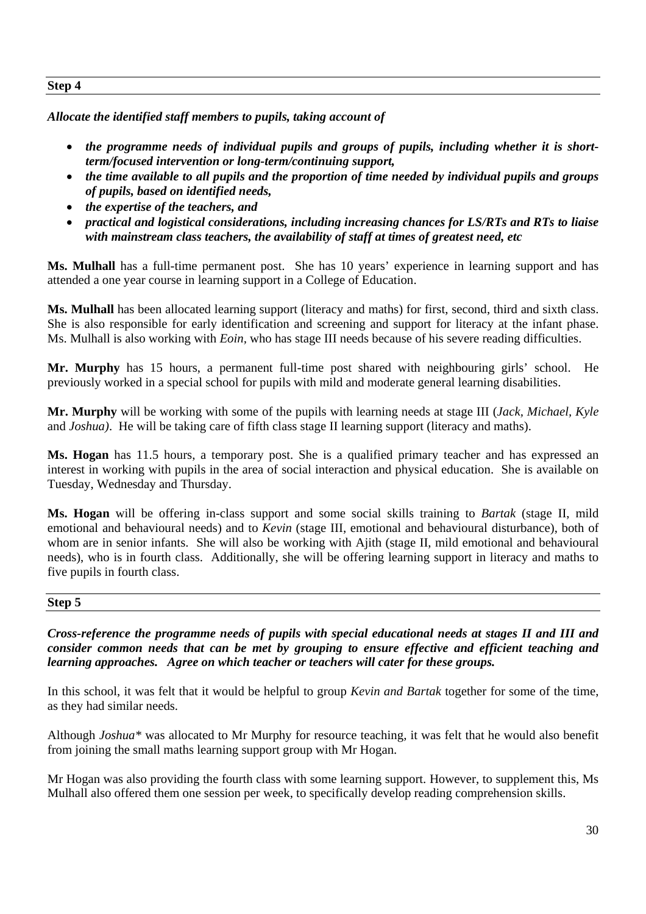**Step 4**

***Allocate the identified staff members to pupils, taking account of***

- ***the programme needs of individual pupils and groups of pupils, including whether it is short-term/focused intervention or long-term/continuing support,***
- ***the time available to all pupils and the proportion of time needed by individual pupils and groups of pupils, based on identified needs,***
- ***the expertise of the teachers, and***
- ***practical and logistical considerations, including increasing chances for LS/RTs and RTs to liaise with mainstream class teachers, the availability of staff at times of greatest need, etc***

**Ms. Mulhall** has a full-time permanent post. She has 10 years' experience in learning support and has attended a one year course in learning support in a College of Education.

**Ms. Mulhall** has been allocated learning support (literacy and maths) for first, second, third and sixth class. She is also responsible for early identification and screening and support for literacy at the infant phase. Ms. Mulhall is also working with *Eoin*, who has stage III needs because of his severe reading difficulties.

**Mr. Murphy** has 15 hours, a permanent full-time post shared with neighbouring girls' school. He previously worked in a special school for pupils with mild and moderate general learning disabilities.

**Mr. Murphy** will be working with some of the pupils with learning needs at stage III (*Jack, Michael, Kyle* and *Joshua)*. He will be taking care of fifth class stage II learning support (literacy and maths).

**Ms. Hogan** has 11.5 hours, a temporary post. She is a qualified primary teacher and has expressed an interest in working with pupils in the area of social interaction and physical education. She is available on Tuesday, Wednesday and Thursday.

**Ms. Hogan** will be offering in-class support and some social skills training to *Bartak* (stage II, mild emotional and behavioural needs) and to *Kevin* (stage III, emotional and behavioural disturbance), both of whom are in senior infants. She will also be working with Ajith (stage II, mild emotional and behavioural needs), who is in fourth class. Additionally, she will be offering learning support in literacy and maths to five pupils in fourth class.

**Step 5**

***Cross-reference the programme needs of pupils with special educational needs at stages II and III and consider common needs that can be met by grouping to ensure effective and efficient teaching and learning approaches. Agree on which teacher or teachers will cater for these groups.***

In this school, it was felt that it would be helpful to group *Kevin and Bartak* together for some of the time, as they had similar needs.

Although *Joshua** was allocated to Mr Murphy for resource teaching, it was felt that he would also benefit from joining the small maths learning support group with Mr Hogan.

Mr Hogan was also providing the fourth class with some learning support. However, to supplement this, Ms Mulhall also offered them one session per week, to specifically develop reading comprehension skills.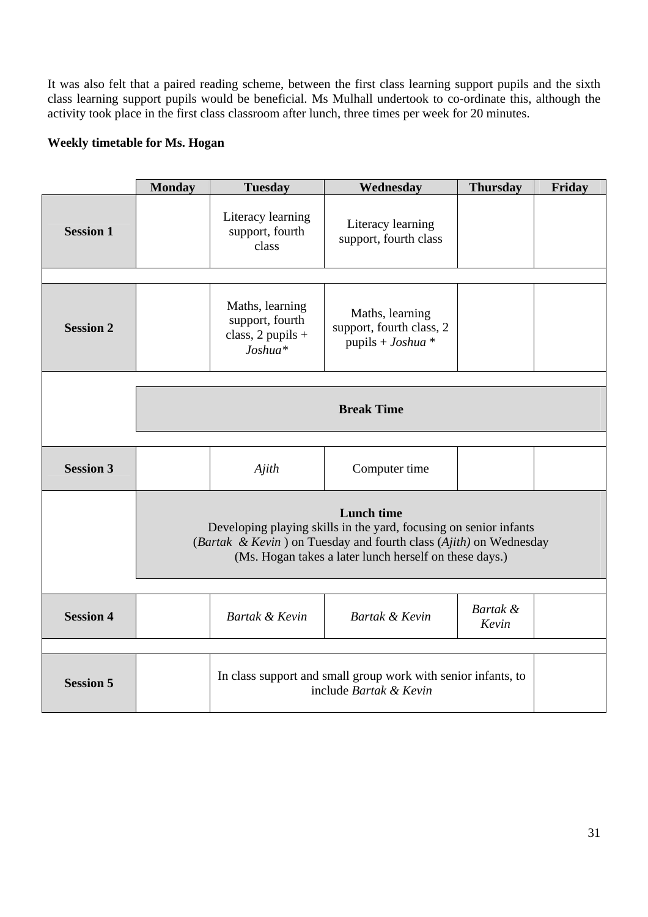It was also felt that a paired reading scheme, between the first class learning support pupils and the sixth class learning support pupils would be beneficial. Ms Mulhall undertook to co-ordinate this, although the activity took place in the first class classroom after lunch, three times per week for 20 minutes.

**Weekly timetable for Ms. Hogan**

| | Monday | Tuesday | Wednesday | Thursday | Friday |
|---|---|---|---|---|---|
| **Session 1** | | Literacy learning support, fourth class | Literacy learning support, fourth class | | |
| **Session 2** | | Maths, learning support, fourth class, 2 pupils + *Joshua** | Maths, learning support, fourth class, 2 pupils + *Joshua* * | | |
| | **Break Time** | | | | |
| **Session 3** | | *Ajith* | Computer time | | |
| | **Lunch time** Developing playing skills in the yard, focusing on senior infants (*Bartak & Kevin* ) on Tuesday and fourth class (*Ajith)* on Wednesday (Ms. Hogan takes a later lunch herself on these days.) | | | | |
| **Session 4** | | *Bartak & Kevin* | *Bartak & Kevin* | *Bartak & Kevin* | |
| **Session 5** | | In class support and small group work with senior infants, to include *Bartak & Kevin* | | | |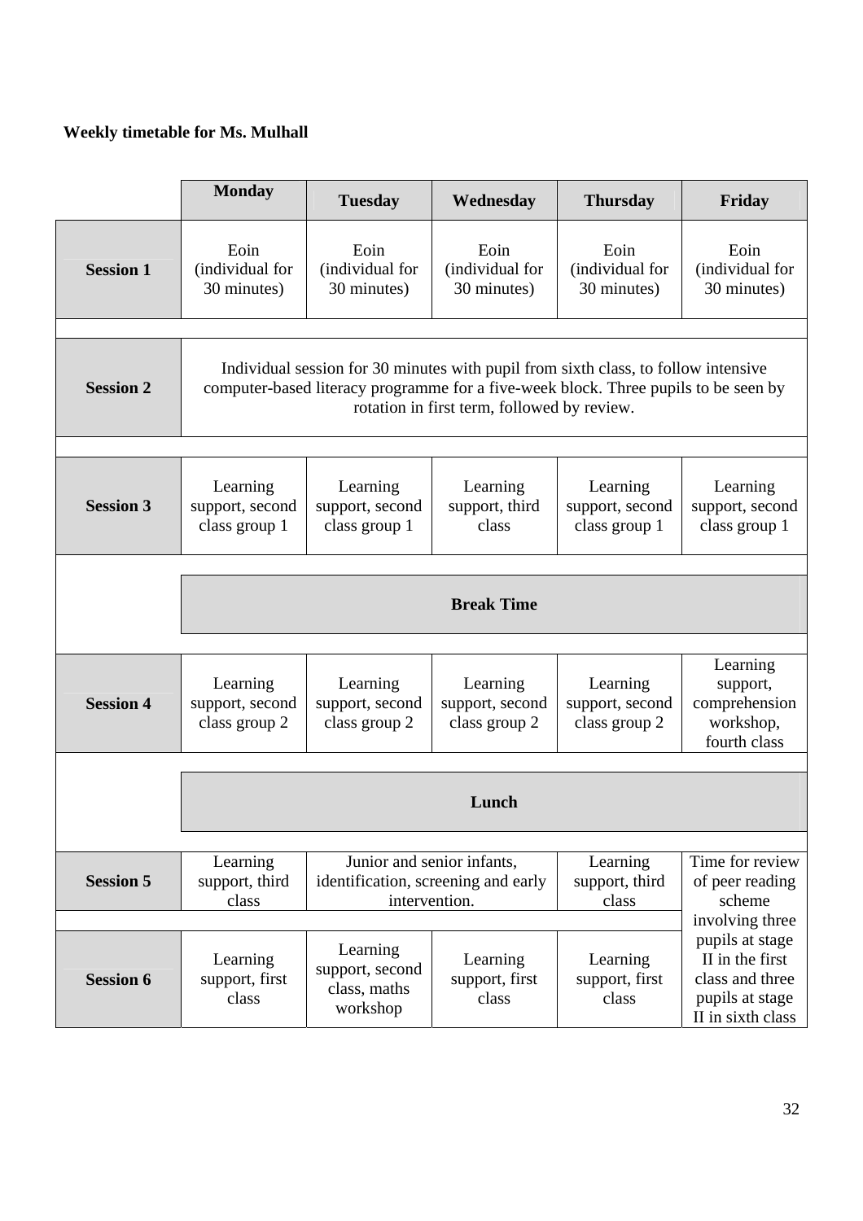**Weekly timetable for Ms. Mulhall**

| | Monday | Tuesday | Wednesday | Thursday | Friday |
|---|---|---|---|---|---|
| **Session 1** | Eoin (individual for 30 minutes) | Eoin (individual for 30 minutes) | Eoin (individual for 30 minutes) | Eoin (individual for 30 minutes) | Eoin (individual for 30 minutes) |
| **Session 2** | Individual session for 30 minutes with pupil from sixth class, to follow intensive computer-based literacy programme for a five-week block. Three pupils to be seen by rotation in first term, followed by review. | | | | |
| **Session 3** | Learning support, second class group 1 | Learning support, second class group 1 | Learning support, third class | Learning support, second class group 1 | Learning support, second class group 1 |
| | **Break Time** | | | | |
| **Session 4** | Learning support, second class group 2 | Learning support, second class group 2 | Learning support, second class group 2 | Learning support, second class group 2 | Learning support, comprehension workshop, fourth class |
| | **Lunch** | | | | |
| **Session 5** | Learning support, third class | Junior and senior infants, identification, screening and early intervention. | | Learning support, third class | Time for review of peer reading scheme involving three pupils at stage II in the first class and three pupils at stage II in sixth class |
| **Session 6** | Learning support, first class | Learning support, second class, maths workshop | Learning support, first class | Learning support, first class | |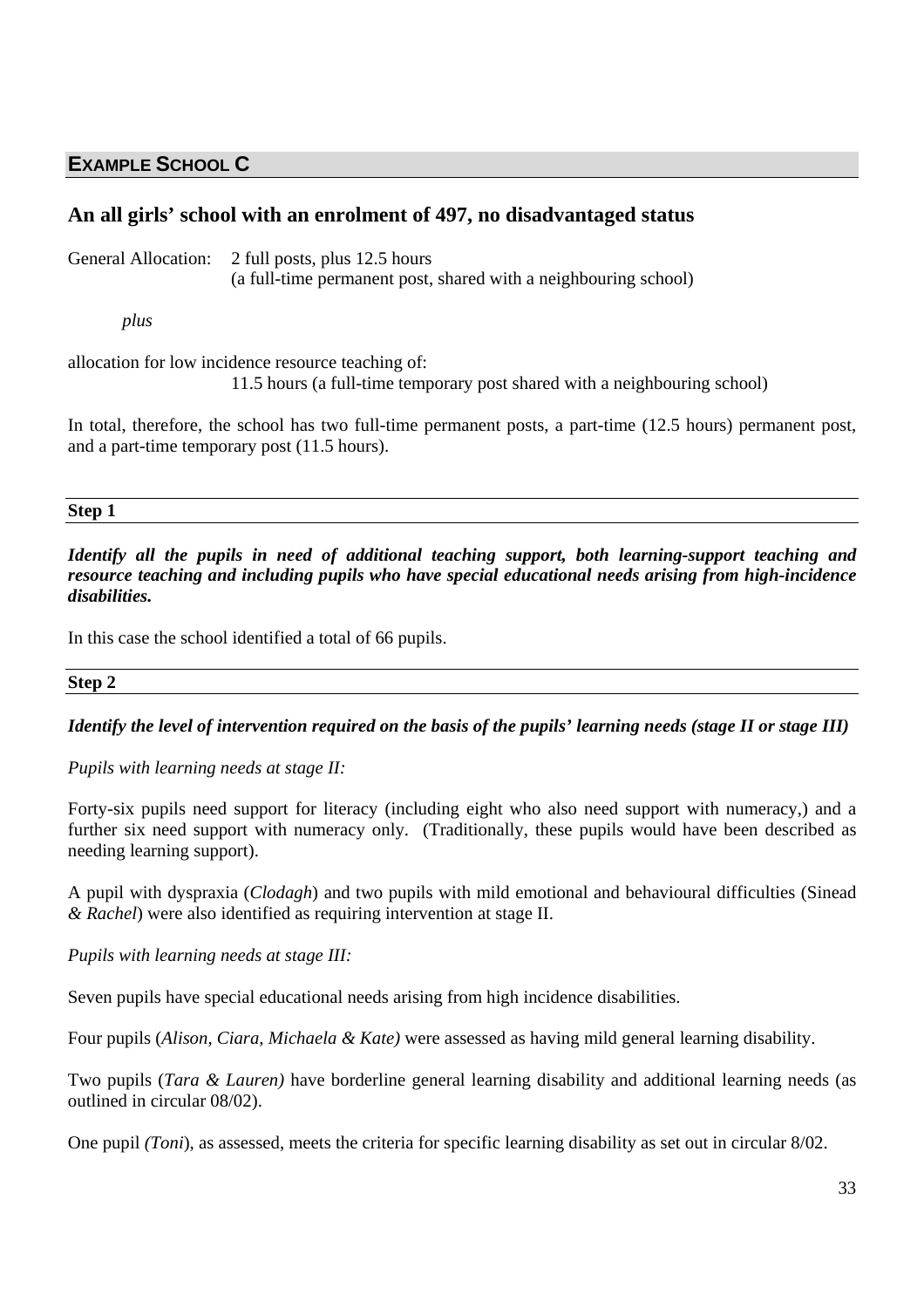## **EXAMPLE SCHOOL C**

### An all girls' school with an enrolment of 497, no disadvantaged status

General Allocation: 2 full posts, plus 12.5 hours
(a full-time permanent post, shared with a neighbouring school)

*plus*

allocation for low incidence resource teaching of:
11.5 hours (a full-time temporary post shared with a neighbouring school)

In total, therefore, the school has two full-time permanent posts, a part-time (12.5 hours) permanent post, and a part-time temporary post (11.5 hours).

**Step 1**

***Identify all the pupils in need of additional teaching support, both learning-support teaching and resource teaching and including pupils who have special educational needs arising from high-incidence disabilities.***

In this case the school identified a total of 66 pupils.

**Step 2**

***Identify the level of intervention required on the basis of the pupils' learning needs (stage II or stage III)***

*Pupils with learning needs at stage II:*

Forty-six pupils need support for literacy (including eight who also need support with numeracy,) and a further six need support with numeracy only. (Traditionally, these pupils would have been described as needing learning support).

A pupil with dyspraxia (*Clodagh*) and two pupils with mild emotional and behavioural difficulties (Sinead *& Rachel*) were also identified as requiring intervention at stage II.

*Pupils with learning needs at stage III:*

Seven pupils have special educational needs arising from high incidence disabilities.

Four pupils (*Alison, Ciara, Michaela & Kate)* were assessed as having mild general learning disability.

Two pupils (*Tara & Lauren)* have borderline general learning disability and additional learning needs (as outlined in circular 08/02).

One pupil *(Toni*), as assessed, meets the criteria for specific learning disability as set out in circular 8/02.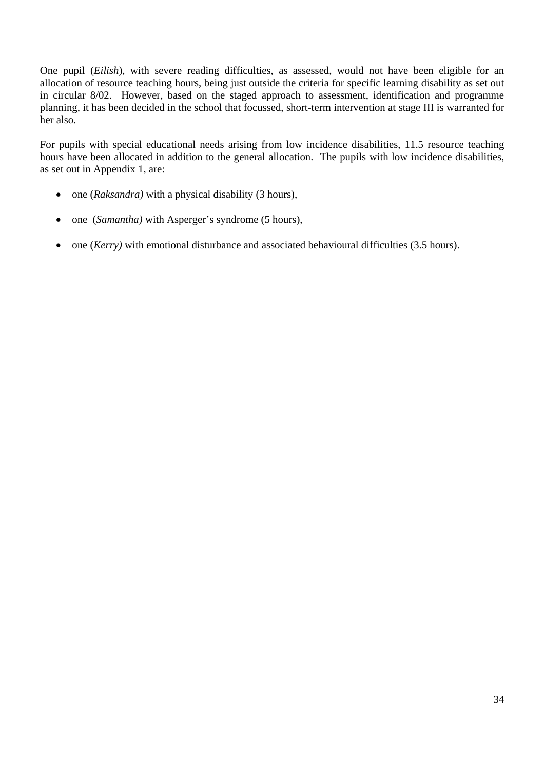One pupil (*Eilish*), with severe reading difficulties, as assessed, would not have been eligible for an allocation of resource teaching hours, being just outside the criteria for specific learning disability as set out in circular 8/02. However, based on the staged approach to assessment, identification and programme planning, it has been decided in the school that focussed, short-term intervention at stage III is warranted for her also.

For pupils with special educational needs arising from low incidence disabilities, 11.5 resource teaching hours have been allocated in addition to the general allocation. The pupils with low incidence disabilities, as set out in Appendix 1, are:

- one (*Raksandra)* with a physical disability (3 hours),
- one (*Samantha)* with Asperger's syndrome (5 hours),
- one (*Kerry)* with emotional disturbance and associated behavioural difficulties (3.5 hours).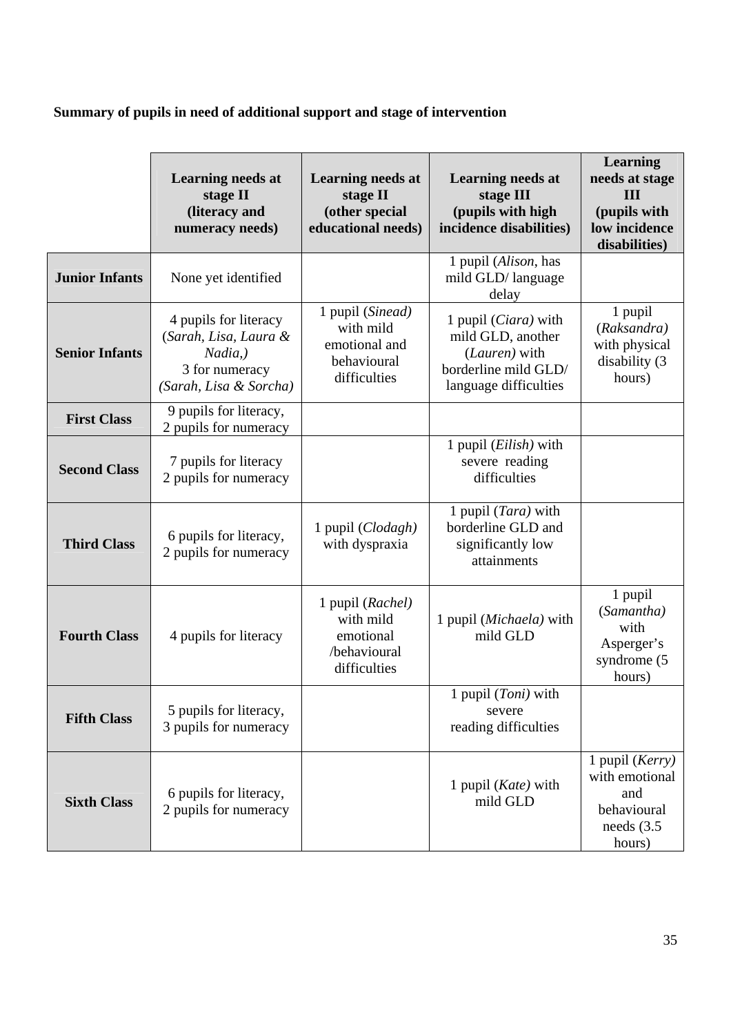**Summary of pupils in need of additional support and stage of intervention**

| | **Learning needs at stage II (literacy and numeracy needs)** | **Learning needs at stage II (other special educational needs)** | **Learning needs at stage III (pupils with high incidence disabilities)** | **Learning needs at stage III (pupils with low incidence disabilities)** |
|---|---|---|---|---|
| **Junior Infants** | None yet identified | | 1 pupil (*Alison*, has mild GLD/ language delay | |
| **Senior Infants** | 4 pupils for literacy (*Sarah, Lisa, Laura & Nadia,)* 3 for numeracy *(Sarah, Lisa & Sorcha)* | 1 pupil (*Sinead)* with mild emotional and behavioural difficulties | 1 pupil (*Ciara)* with mild GLD, another (*Lauren)* with borderline mild GLD/ language difficulties | 1 pupil (*Raksandra)* with physical disability (3 hours) |
| **First Class** | 9 pupils for literacy, 2 pupils for numeracy | | | |
| **Second Class** | 7 pupils for literacy 2 pupils for numeracy | | 1 pupil (*Eilish)* with severe reading difficulties | |
| **Third Class** | 6 pupils for literacy, 2 pupils for numeracy | 1 pupil (*Clodagh)* with dyspraxia | 1 pupil (*Tara)* with borderline GLD and significantly low attainments | |
| **Fourth Class** | 4 pupils for literacy | 1 pupil (*Rachel)* with mild emotional /behavioural difficulties | 1 pupil (*Michaela)* with mild GLD | 1 pupil (*Samantha)* with Asperger's syndrome (5 hours) |
| **Fifth Class** | 5 pupils for literacy, 3 pupils for numeracy | | 1 pupil (*Toni)* with severe reading difficulties | |
| **Sixth Class** | 6 pupils for literacy, 2 pupils for numeracy | | 1 pupil (*Kate)* with mild GLD | 1 pupil (*Kerry)* with emotional and behavioural needs (3.5 hours) |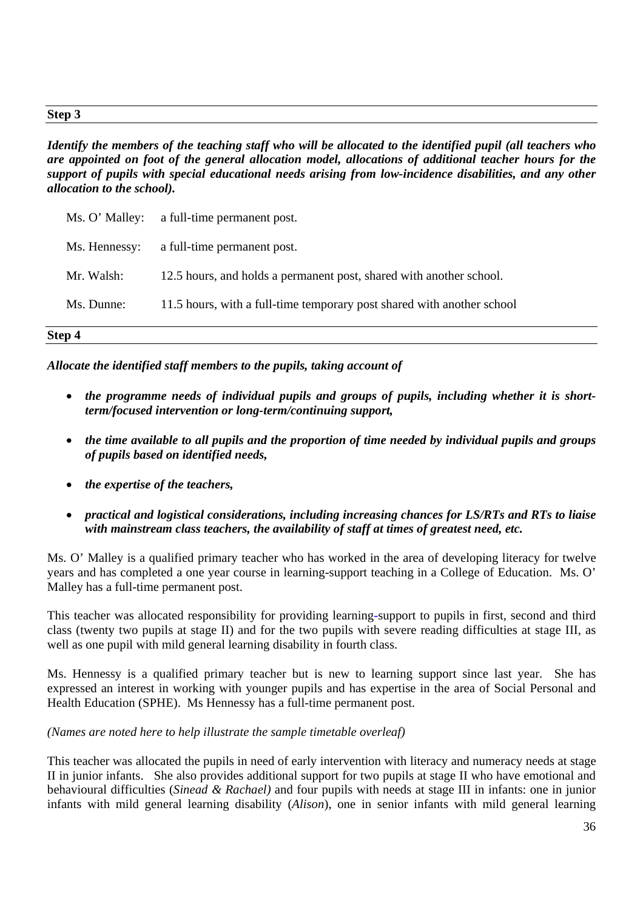**Step 3**

***Identify the members of the teaching staff who will be allocated to the identified pupil (all teachers who are appointed on foot of the general allocation model, allocations of additional teacher hours for the support of pupils with special educational needs arising from low-incidence disabilities, and any other allocation to the school).***

Ms. O' Malley: a full-time permanent post.

Ms. Hennessy: a full-time permanent post.

Mr. Walsh: 12.5 hours, and holds a permanent post, shared with another school.

Ms. Dunne: 11.5 hours, with a full-time temporary post shared with another school

**Step 4**

***Allocate the identified staff members to the pupils, taking account of***

- ***the programme needs of individual pupils and groups of pupils, including whether it is short-term/focused intervention or long-term/continuing support,***
- ***the time available to all pupils and the proportion of time needed by individual pupils and groups of pupils based on identified needs,***
- ***the expertise of the teachers,***
- ***practical and logistical considerations, including increasing chances for LS/RTs and RTs to liaise with mainstream class teachers, the availability of staff at times of greatest need, etc.***

Ms. O' Malley is a qualified primary teacher who has worked in the area of developing literacy for twelve years and has completed a one year course in learning-support teaching in a College of Education. Ms. O' Malley has a full-time permanent post.

This teacher was allocated responsibility for providing learning-support to pupils in first, second and third class (twenty two pupils at stage II) and for the two pupils with severe reading difficulties at stage III, as well as one pupil with mild general learning disability in fourth class.

Ms. Hennessy is a qualified primary teacher but is new to learning support since last year. She has expressed an interest in working with younger pupils and has expertise in the area of Social Personal and Health Education (SPHE). Ms Hennessy has a full-time permanent post.

*(Names are noted here to help illustrate the sample timetable overleaf)*

This teacher was allocated the pupils in need of early intervention with literacy and numeracy needs at stage II in junior infants. She also provides additional support for two pupils at stage II who have emotional and behavioural difficulties (*Sinead & Rachael)* and four pupils with needs at stage III in infants: one in junior infants with mild general learning disability (*Alison*), one in senior infants with mild general learning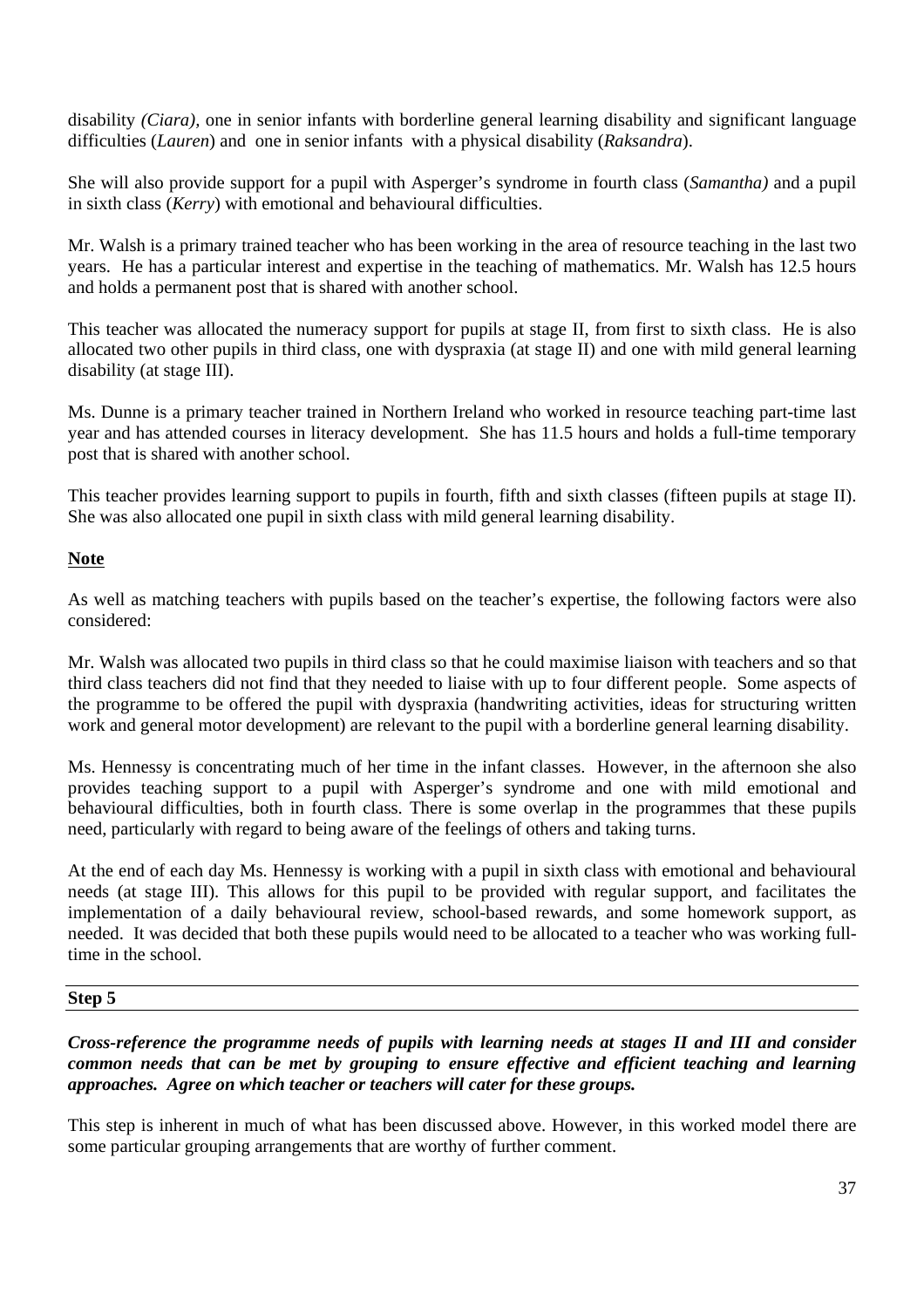disability *(Ciara),* one in senior infants with borderline general learning disability and significant language difficulties (*Lauren*) and one in senior infants with a physical disability (*Raksandra*).

She will also provide support for a pupil with Asperger's syndrome in fourth class (*Samantha)* and a pupil in sixth class (*Kerry*) with emotional and behavioural difficulties.

Mr. Walsh is a primary trained teacher who has been working in the area of resource teaching in the last two years. He has a particular interest and expertise in the teaching of mathematics. Mr. Walsh has 12.5 hours and holds a permanent post that is shared with another school.

This teacher was allocated the numeracy support for pupils at stage II, from first to sixth class. He is also allocated two other pupils in third class, one with dyspraxia (at stage II) and one with mild general learning disability (at stage III).

Ms. Dunne is a primary teacher trained in Northern Ireland who worked in resource teaching part-time last year and has attended courses in literacy development. She has 11.5 hours and holds a full-time temporary post that is shared with another school.

This teacher provides learning support to pupils in fourth, fifth and sixth classes (fifteen pupils at stage II). She was also allocated one pupil in sixth class with mild general learning disability.

**Note**

As well as matching teachers with pupils based on the teacher's expertise, the following factors were also considered:

Mr. Walsh was allocated two pupils in third class so that he could maximise liaison with teachers and so that third class teachers did not find that they needed to liaise with up to four different people. Some aspects of the programme to be offered the pupil with dyspraxia (handwriting activities, ideas for structuring written work and general motor development) are relevant to the pupil with a borderline general learning disability.

Ms. Hennessy is concentrating much of her time in the infant classes. However, in the afternoon she also provides teaching support to a pupil with Asperger's syndrome and one with mild emotional and behavioural difficulties, both in fourth class. There is some overlap in the programmes that these pupils need, particularly with regard to being aware of the feelings of others and taking turns.

At the end of each day Ms. Hennessy is working with a pupil in sixth class with emotional and behavioural needs (at stage III). This allows for this pupil to be provided with regular support, and facilitates the implementation of a daily behavioural review, school-based rewards, and some homework support, as needed. It was decided that both these pupils would need to be allocated to a teacher who was working full-time in the school.

**Step 5**

***Cross-reference the programme needs of pupils with learning needs at stages II and III and consider common needs that can be met by grouping to ensure effective and efficient teaching and learning approaches. Agree on which teacher or teachers will cater for these groups.***

This step is inherent in much of what has been discussed above. However, in this worked model there are some particular grouping arrangements that are worthy of further comment.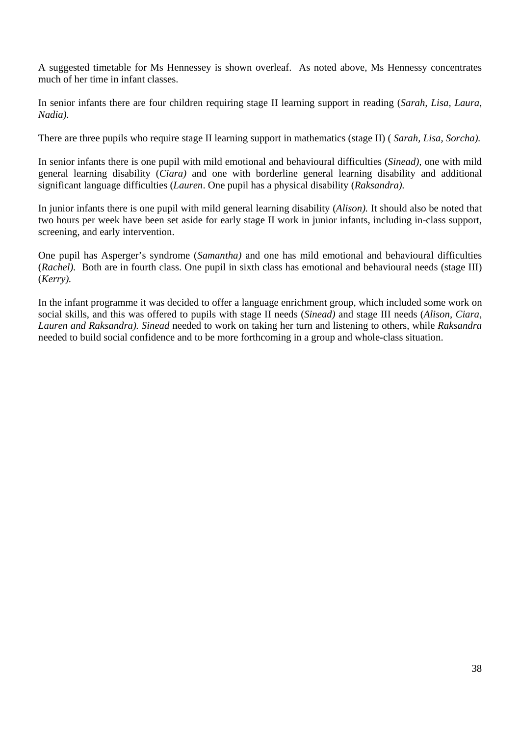A suggested timetable for Ms Hennessey is shown overleaf. As noted above, Ms Hennessy concentrates much of her time in infant classes.

In senior infants there are four children requiring stage II learning support in reading (*Sarah, Lisa, Laura, Nadia).*

There are three pupils who require stage II learning support in mathematics (stage II) ( *Sarah, Lisa, Sorcha).*

In senior infants there is one pupil with mild emotional and behavioural difficulties (*Sinead),* one with mild general learning disability (*Ciara)* and one with borderline general learning disability and additional significant language difficulties (*Lauren*. One pupil has a physical disability (*Raksandra).*

In junior infants there is one pupil with mild general learning disability (*Alison).* It should also be noted that two hours per week have been set aside for early stage II work in junior infants, including in-class support, screening, and early intervention.

One pupil has Asperger's syndrome (*Samantha)* and one has mild emotional and behavioural difficulties (*Rachel).* Both are in fourth class. One pupil in sixth class has emotional and behavioural needs (stage III) (*Kerry).*

In the infant programme it was decided to offer a language enrichment group, which included some work on social skills, and this was offered to pupils with stage II needs (*Sinead)* and stage III needs (*Alison*, *Ciara, Lauren and Raksandra). Sinead* needed to work on taking her turn and listening to others, while *Raksandra* needed to build social confidence and to be more forthcoming in a group and whole-class situation.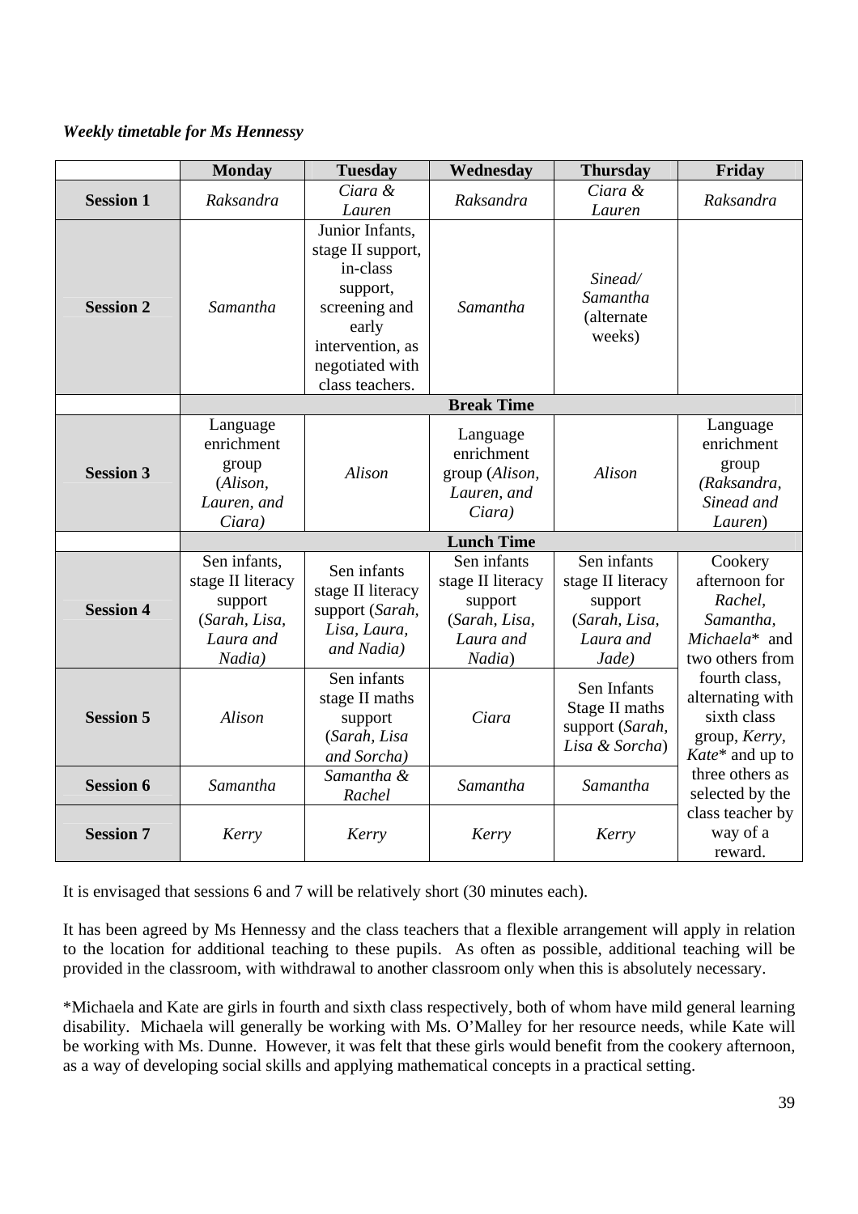***Weekly timetable for Ms Hennessy***

| | Monday | Tuesday | Wednesday | Thursday | Friday |
|---|---|---|---|---|---|
| **Session 1** | *Raksandra* | *Ciara & Lauren* | *Raksandra* | *Ciara & Lauren* | *Raksandra* |
| **Session 2** | *Samantha* | Junior Infants, stage II support, in-class support, screening and early intervention, as negotiated with class teachers. | *Samantha* | *Sinead/ Samantha* (alternate weeks) | |
| | **Break Time** | | | | |
| **Session 3** | Language enrichment group (*Alison, Lauren, and Ciara)* | *Alison* | Language enrichment group (*Alison, Lauren, and Ciara)* | *Alison* | Language enrichment group *(Raksandra, Sinead and Lauren*) |
| | **Lunch Time** | | | | |
| **Session 4** | Sen infants, stage II literacy support (*Sarah, Lisa, Laura and Nadia)* | Sen infants stage II literacy support (*Sarah, Lisa, Laura, and Nadia)* | Sen infants stage II literacy support (*Sarah, Lisa, Laura and Nadia*) | Sen infants stage II literacy support (*Sarah, Lisa, Laura and Jade)* | Cookery afternoon for *Rachel, Samantha, Michaela** and two others from fourth class, alternating with sixth class group, *Kerry, Kate** and up to three others as selected by the class teacher by way of a reward. |
| **Session 5** | *Alison* | Sen infants stage II maths support (*Sarah, Lisa and Sorcha)* | *Ciara* | Sen Infants Stage II maths support (*Sarah, Lisa & Sorcha*) | |
| **Session 6** | *Samantha* | *Samantha & Rachel* | *Samantha* | *Samantha* | |
| **Session 7** | *Kerry* | *Kerry* | *Kerry* | *Kerry* | |

It is envisaged that sessions 6 and 7 will be relatively short (30 minutes each).

It has been agreed by Ms Hennessy and the class teachers that a flexible arrangement will apply in relation to the location for additional teaching to these pupils. As often as possible, additional teaching will be provided in the classroom, with withdrawal to another classroom only when this is absolutely necessary.

*Michaela and Kate are girls in fourth and sixth class respectively, both of whom have mild general learning disability. Michaela will generally be working with Ms. O'Malley for her resource needs, while Kate will be working with Ms. Dunne. However, it was felt that these girls would benefit from the cookery afternoon, as a way of developing social skills and applying mathematical concepts in a practical setting.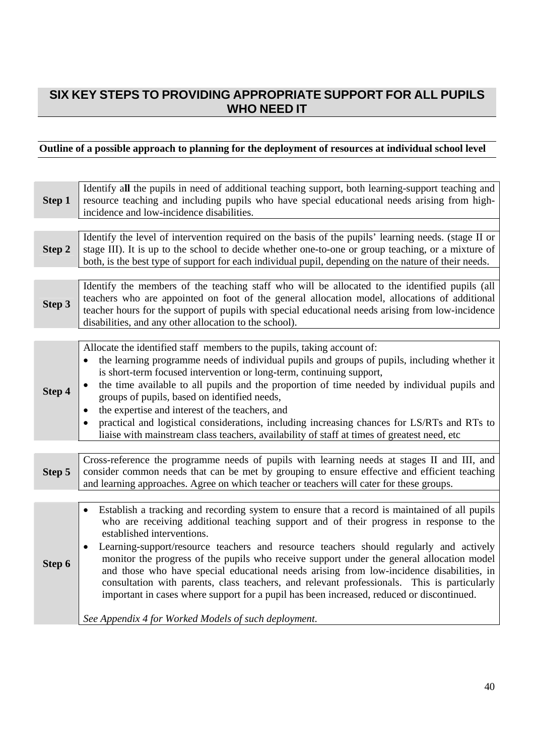# SIX KEY STEPS TO PROVIDING APPROPRIATE SUPPORT FOR ALL PUPILS WHO NEED IT

**Outline of a possible approach to planning for the deployment of resources at individual school level**

| | |
|---|---|
| **Step 1** | Identify a**ll** the pupils in need of additional teaching support, both learning-support teaching and resource teaching and including pupils who have special educational needs arising from high-incidence and low-incidence disabilities. |
| **Step 2** | Identify the level of intervention required on the basis of the pupils' learning needs. (stage II or stage III). It is up to the school to decide whether one-to-one or group teaching, or a mixture of both, is the best type of support for each individual pupil, depending on the nature of their needs. |
| **Step 3** | Identify the members of the teaching staff who will be allocated to the identified pupils (all teachers who are appointed on foot of the general allocation model, allocations of additional teacher hours for the support of pupils with special educational needs arising from low-incidence disabilities, and any other allocation to the school). |
| **Step 4** | Allocate the identified staff members to the pupils, taking account of:<br>• the learning programme needs of individual pupils and groups of pupils, including whether it is short-term focused intervention or long-term, continuing support,<br>• the time available to all pupils and the proportion of time needed by individual pupils and groups of pupils, based on identified needs,<br>• the expertise and interest of the teachers, and<br>• practical and logistical considerations, including increasing chances for LS/RTs and RTs to liaise with mainstream class teachers, availability of staff at times of greatest need, etc |
| **Step 5** | Cross-reference the programme needs of pupils with learning needs at stages II and III, and consider common needs that can be met by grouping to ensure effective and efficient teaching and learning approaches. Agree on which teacher or teachers will cater for these groups. |
| **Step 6** | • Establish a tracking and recording system to ensure that a record is maintained of all pupils who are receiving additional teaching support and of their progress in response to the established interventions.<br>• Learning-support/resource teachers and resource teachers should regularly and actively monitor the progress of the pupils who receive support under the general allocation model and those who have special educational needs arising from low-incidence disabilities, in consultation with parents, class teachers, and relevant professionals. This is particularly important in cases where support for a pupil has been increased, reduced or discontinued.<br><br>*See Appendix 4 for Worked Models of such deployment.* |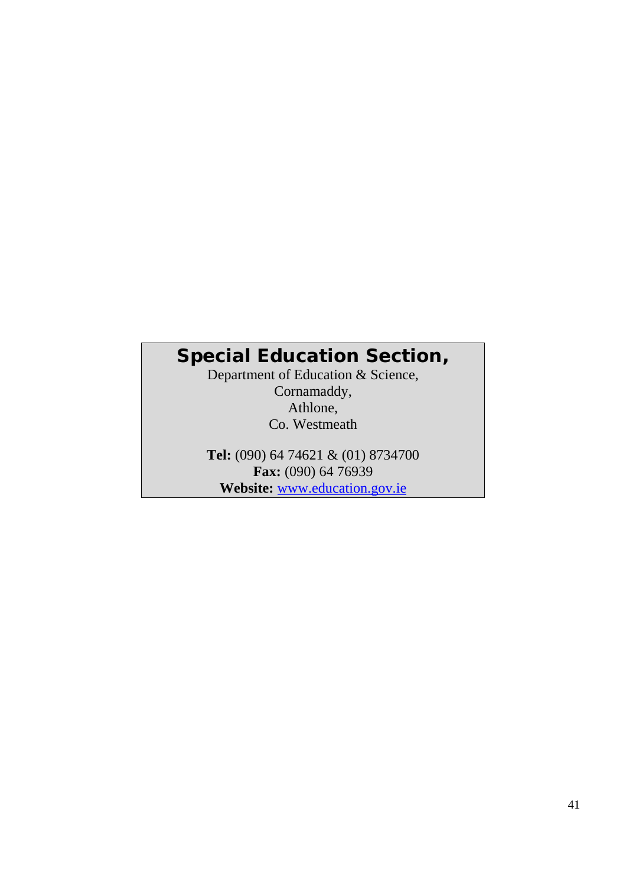**Special Education Section,**

Department of Education & Science,
Cornamaddy,
Athlone,
Co. Westmeath

**Tel:** (090) 64 74621 & (01) 8734700
**Fax:** (090) 64 76939
**Website:** www.education.gov.ie